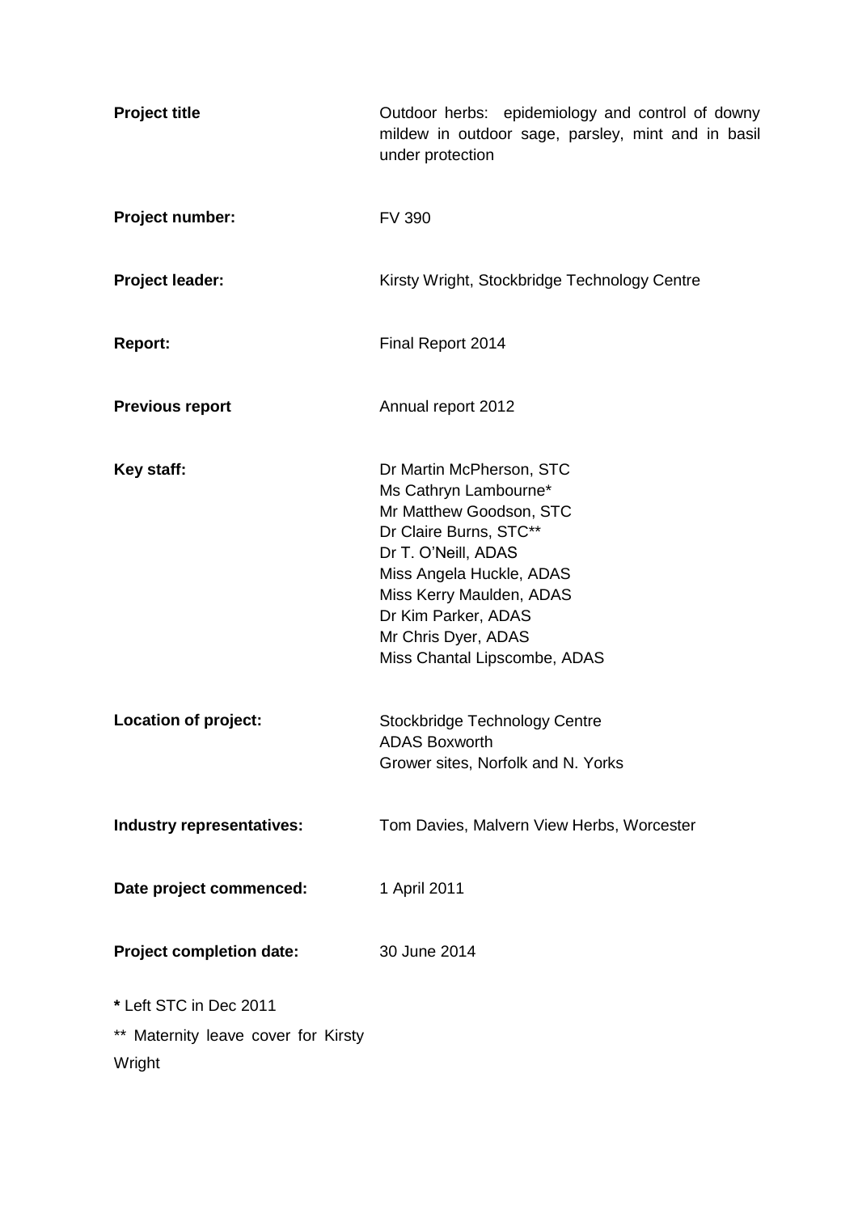| | |
|---|---|
| **Project title** | Outdoor herbs: epidemiology and control of downy mildew in outdoor sage, parsley, mint and in basil under protection |
| **Project number:** | FV 390 |
| **Project leader:** | Kirsty Wright, Stockbridge Technology Centre |
| **Report:** | Final Report 2014 |
| **Previous report** | Annual report 2012 |
| **Key staff:** | Dr Martin McPherson, STC<br>Ms Cathryn Lambourne*<br>Mr Matthew Goodson, STC<br>Dr Claire Burns, STC**<br>Dr T. O'Neill, ADAS<br>Miss Angela Huckle, ADAS<br>Miss Kerry Maulden, ADAS<br>Dr Kim Parker, ADAS<br>Mr Chris Dyer, ADAS<br>Miss Chantal Lipscombe, ADAS |
| **Location of project:** | Stockbridge Technology Centre<br>ADAS Boxworth<br>Grower sites, Norfolk and N. Yorks |
| **Industry representatives:** | Tom Davies, Malvern View Herbs, Worcester |
| **Date project commenced:** | 1 April 2011 |
| **Project completion date:** | 30 June 2014 |

**\*** Left STC in Dec 2011

** Maternity leave cover for Kirsty Wright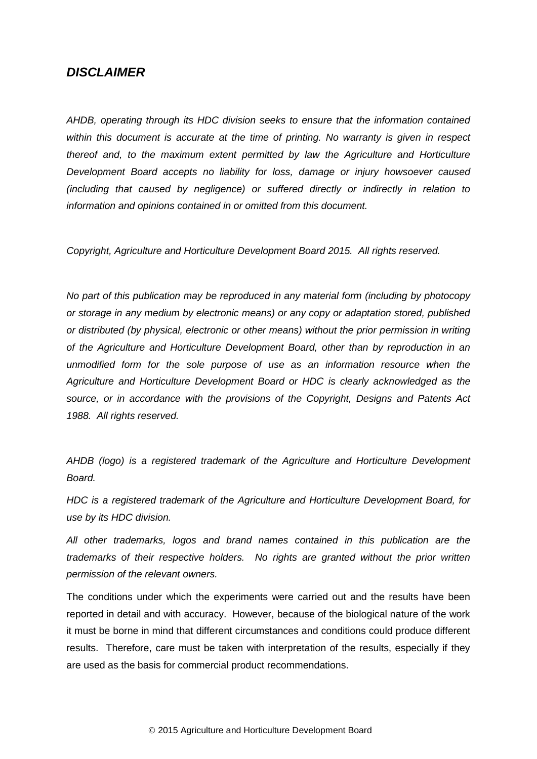## *DISCLAIMER*

*AHDB, operating through its HDC division seeks to ensure that the information contained within this document is accurate at the time of printing. No warranty is given in respect thereof and, to the maximum extent permitted by law the Agriculture and Horticulture Development Board accepts no liability for loss, damage or injury howsoever caused (including that caused by negligence) or suffered directly or indirectly in relation to information and opinions contained in or omitted from this document.*

*Copyright, Agriculture and Horticulture Development Board 2015. All rights reserved.*

*No part of this publication may be reproduced in any material form (including by photocopy or storage in any medium by electronic means) or any copy or adaptation stored, published or distributed (by physical, electronic or other means) without the prior permission in writing of the Agriculture and Horticulture Development Board, other than by reproduction in an unmodified form for the sole purpose of use as an information resource when the Agriculture and Horticulture Development Board or HDC is clearly acknowledged as the source, or in accordance with the provisions of the Copyright, Designs and Patents Act 1988. All rights reserved.*

*AHDB (logo) is a registered trademark of the Agriculture and Horticulture Development Board.*

*HDC is a registered trademark of the Agriculture and Horticulture Development Board, for use by its HDC division.*

*All other trademarks, logos and brand names contained in this publication are the trademarks of their respective holders. No rights are granted without the prior written permission of the relevant owners.*

The conditions under which the experiments were carried out and the results have been reported in detail and with accuracy. However, because of the biological nature of the work it must be borne in mind that different circumstances and conditions could produce different results. Therefore, care must be taken with interpretation of the results, especially if they are used as the basis for commercial product recommendations.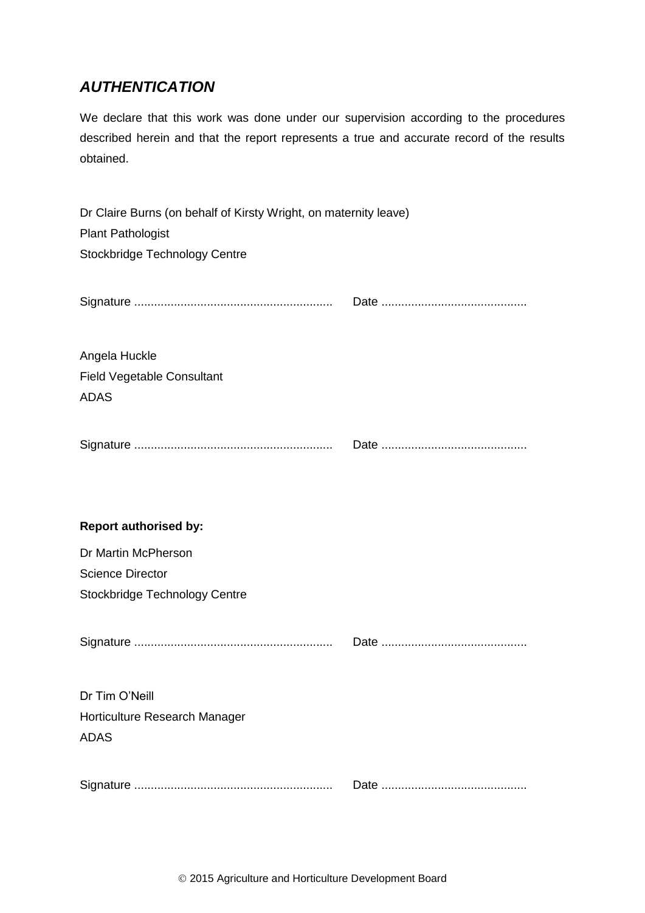## *AUTHENTICATION*

We declare that this work was done under our supervision according to the procedures described herein and that the report represents a true and accurate record of the results obtained.

Dr Claire Burns (on behalf of Kirsty Wright, on maternity leave)
Plant Pathologist
Stockbridge Technology Centre

Signature ............................................................ Date ............................................

Angela Huckle
Field Vegetable Consultant
ADAS

Signature ............................................................ Date ............................................

**Report authorised by:**

Dr Martin McPherson
Science Director
Stockbridge Technology Centre

Signature ............................................................ Date ............................................

Dr Tim O'Neill
Horticulture Research Manager
ADAS

Signature ............................................................ Date ............................................

© 2015 Agriculture and Horticulture Development Board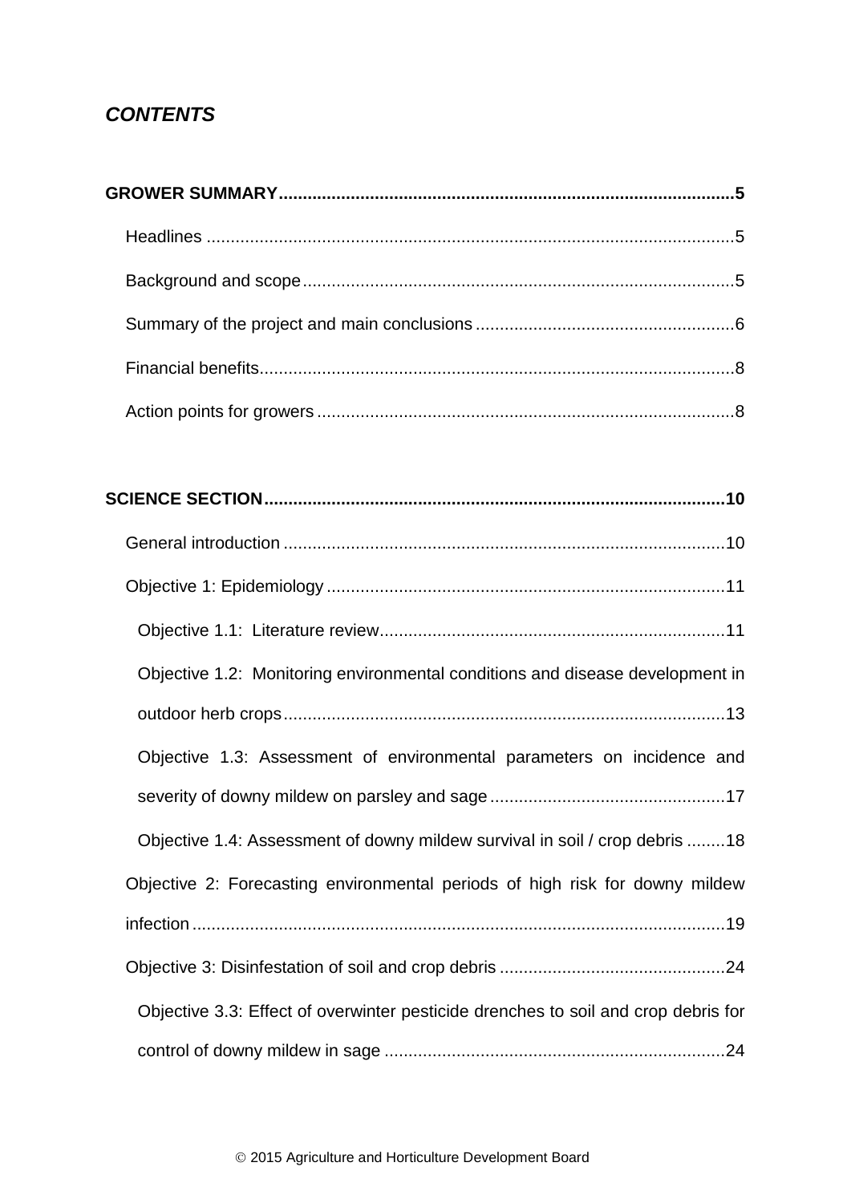## *CONTENTS*

**GROWER SUMMARY** ............................................................................................ **5**

Headlines ........................................................................................................ 5

Background and scope ..................................................................................... 5

Summary of the project and main conclusions ................................................. 6

Financial benefits ............................................................................................. 8

Action points for growers .................................................................................. 8

**SCIENCE SECTION** ............................................................................................ **10**

General introduction ........................................................................................ 10

Objective 1: Epidemiology ................................................................................ 11

Objective 1.1: Literature review ....................................................................... 11

Objective 1.2: Monitoring environmental conditions and disease development in outdoor herb crops ........................................................................................... 13

Objective 1.3: Assessment of environmental parameters on incidence and severity of downy mildew on parsley and sage ................................................. 17

Objective 1.4: Assessment of downy mildew survival in soil / crop debris ........ 18

Objective 2: Forecasting environmental periods of high risk for downy mildew infection ........................................................................................................... 19

Objective 3: Disinfestation of soil and crop debris ............................................ 24

Objective 3.3: Effect of overwinter pesticide drenches to soil and crop debris for control of downy mildew in sage ...................................................................... 24

© 2015 Agriculture and Horticulture Development Board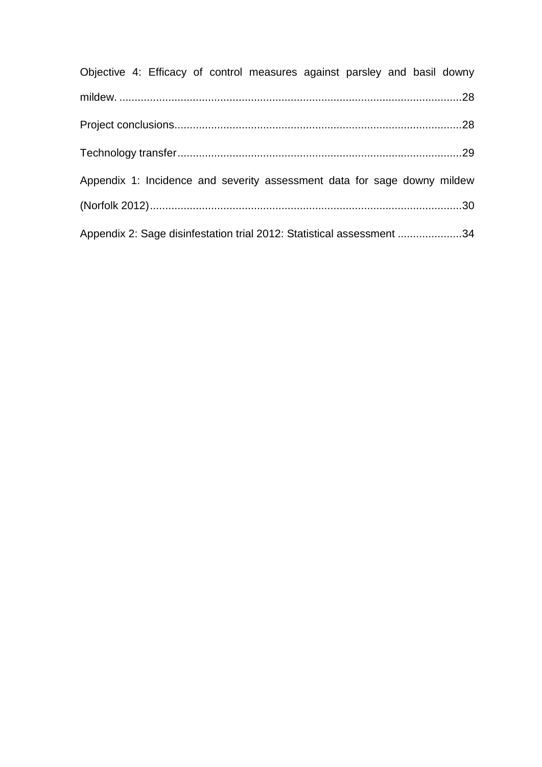Objective 4: Efficacy of control measures against parsley and basil downy mildew. ........................................................................................................................28

Project conclusions..............................................................................................28

Technology transfer.............................................................................................29

Appendix 1: Incidence and severity assessment data for sage downy mildew (Norfolk 2012).....................................................................................................30

Appendix 2: Sage disinfestation trial 2012: Statistical assessment .....................34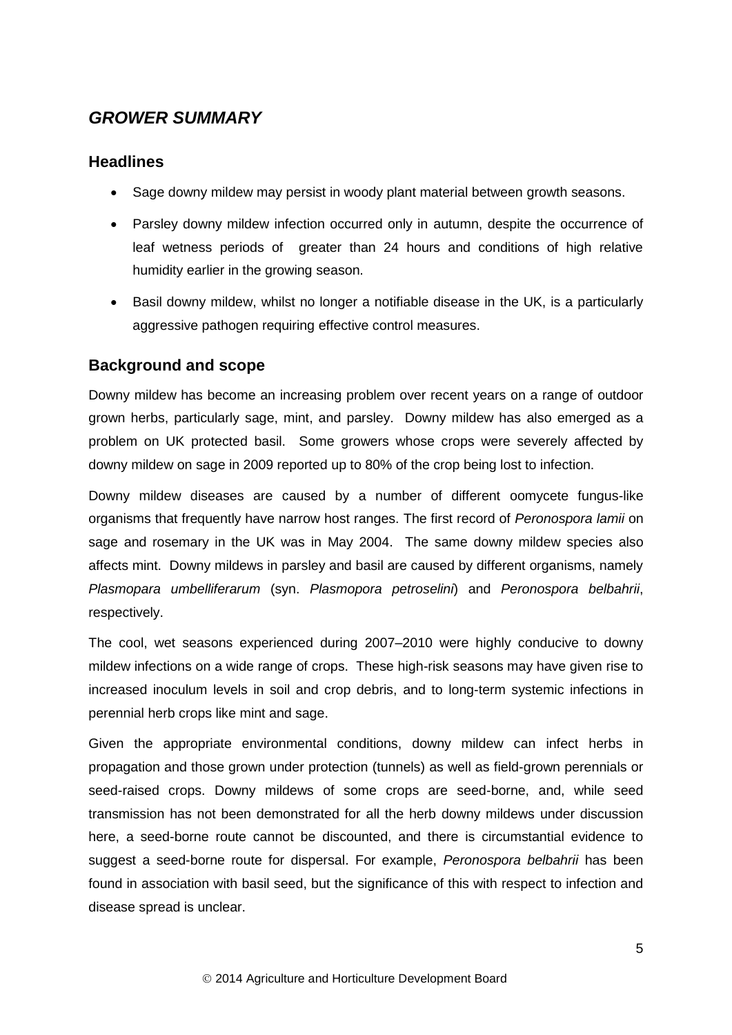## *GROWER SUMMARY*

### Headlines

- Sage downy mildew may persist in woody plant material between growth seasons.
- Parsley downy mildew infection occurred only in autumn, despite the occurrence of leaf wetness periods of greater than 24 hours and conditions of high relative humidity earlier in the growing season.
- Basil downy mildew, whilst no longer a notifiable disease in the UK, is a particularly aggressive pathogen requiring effective control measures.

### Background and scope

Downy mildew has become an increasing problem over recent years on a range of outdoor grown herbs, particularly sage, mint, and parsley. Downy mildew has also emerged as a problem on UK protected basil. Some growers whose crops were severely affected by downy mildew on sage in 2009 reported up to 80% of the crop being lost to infection.

Downy mildew diseases are caused by a number of different oomycete fungus-like organisms that frequently have narrow host ranges. The first record of *Peronospora lamii* on sage and rosemary in the UK was in May 2004. The same downy mildew species also affects mint. Downy mildews in parsley and basil are caused by different organisms, namely *Plasmopara umbelliferarum* (syn. *Plasmopora petroselini*) and *Peronospora belbahrii*, respectively.

The cool, wet seasons experienced during 2007–2010 were highly conducive to downy mildew infections on a wide range of crops. These high-risk seasons may have given rise to increased inoculum levels in soil and crop debris, and to long-term systemic infections in perennial herb crops like mint and sage.

Given the appropriate environmental conditions, downy mildew can infect herbs in propagation and those grown under protection (tunnels) as well as field-grown perennials or seed-raised crops. Downy mildews of some crops are seed-borne, and, while seed transmission has not been demonstrated for all the herb downy mildews under discussion here, a seed-borne route cannot be discounted, and there is circumstantial evidence to suggest a seed-borne route for dispersal. For example, *Peronospora belbahrii* has been found in association with basil seed, but the significance of this with respect to infection and disease spread is unclear.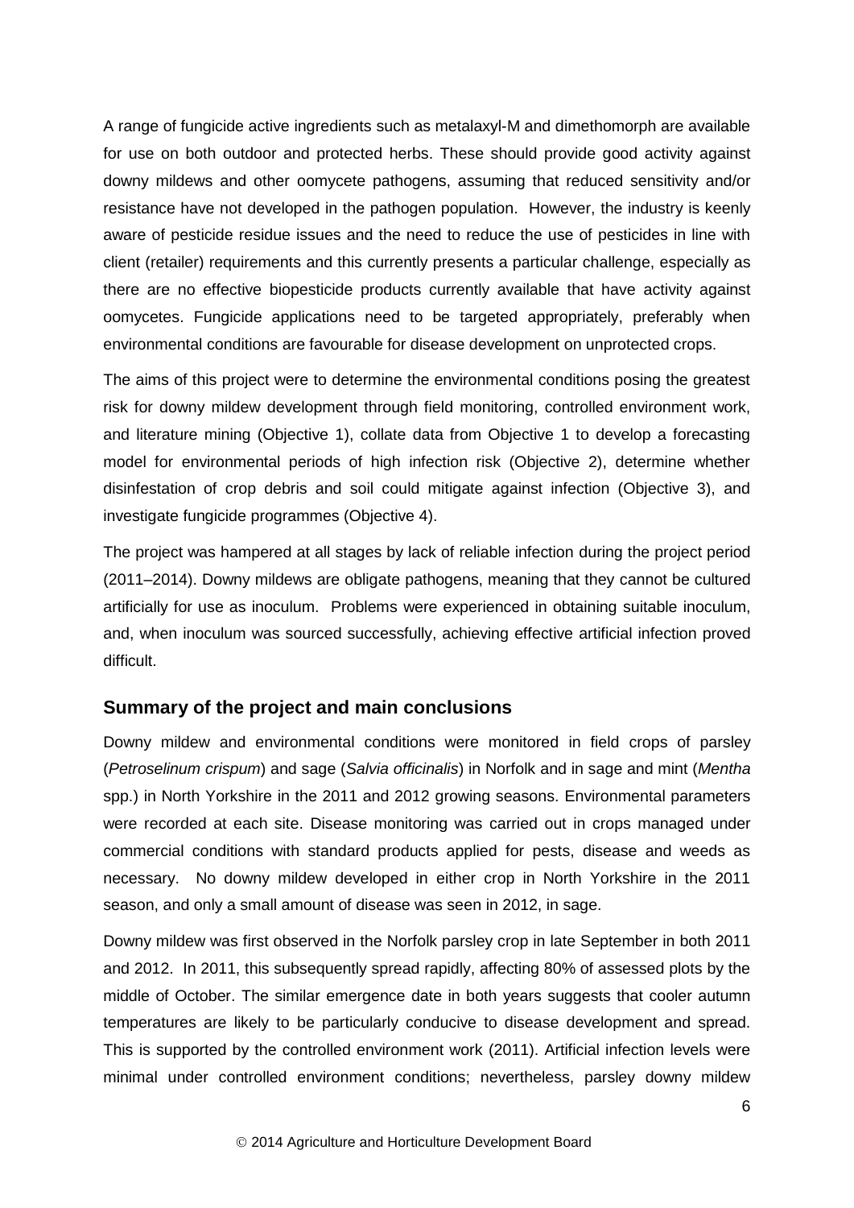A range of fungicide active ingredients such as metalaxyl-M and dimethomorph are available for use on both outdoor and protected herbs. These should provide good activity against downy mildews and other oomycete pathogens, assuming that reduced sensitivity and/or resistance have not developed in the pathogen population. However, the industry is keenly aware of pesticide residue issues and the need to reduce the use of pesticides in line with client (retailer) requirements and this currently presents a particular challenge, especially as there are no effective biopesticide products currently available that have activity against oomycetes. Fungicide applications need to be targeted appropriately, preferably when environmental conditions are favourable for disease development on unprotected crops.

The aims of this project were to determine the environmental conditions posing the greatest risk for downy mildew development through field monitoring, controlled environment work, and literature mining (Objective 1), collate data from Objective 1 to develop a forecasting model for environmental periods of high infection risk (Objective 2), determine whether disinfestation of crop debris and soil could mitigate against infection (Objective 3), and investigate fungicide programmes (Objective 4).

The project was hampered at all stages by lack of reliable infection during the project period (2011–2014). Downy mildews are obligate pathogens, meaning that they cannot be cultured artificially for use as inoculum. Problems were experienced in obtaining suitable inoculum, and, when inoculum was sourced successfully, achieving effective artificial infection proved difficult.

## Summary of the project and main conclusions

Downy mildew and environmental conditions were monitored in field crops of parsley (*Petroselinum crispum*) and sage (*Salvia officinalis*) in Norfolk and in sage and mint (*Mentha* spp.) in North Yorkshire in the 2011 and 2012 growing seasons. Environmental parameters were recorded at each site. Disease monitoring was carried out in crops managed under commercial conditions with standard products applied for pests, disease and weeds as necessary. No downy mildew developed in either crop in North Yorkshire in the 2011 season, and only a small amount of disease was seen in 2012, in sage.

Downy mildew was first observed in the Norfolk parsley crop in late September in both 2011 and 2012. In 2011, this subsequently spread rapidly, affecting 80% of assessed plots by the middle of October. The similar emergence date in both years suggests that cooler autumn temperatures are likely to be particularly conducive to disease development and spread. This is supported by the controlled environment work (2011). Artificial infection levels were minimal under controlled environment conditions; nevertheless, parsley downy mildew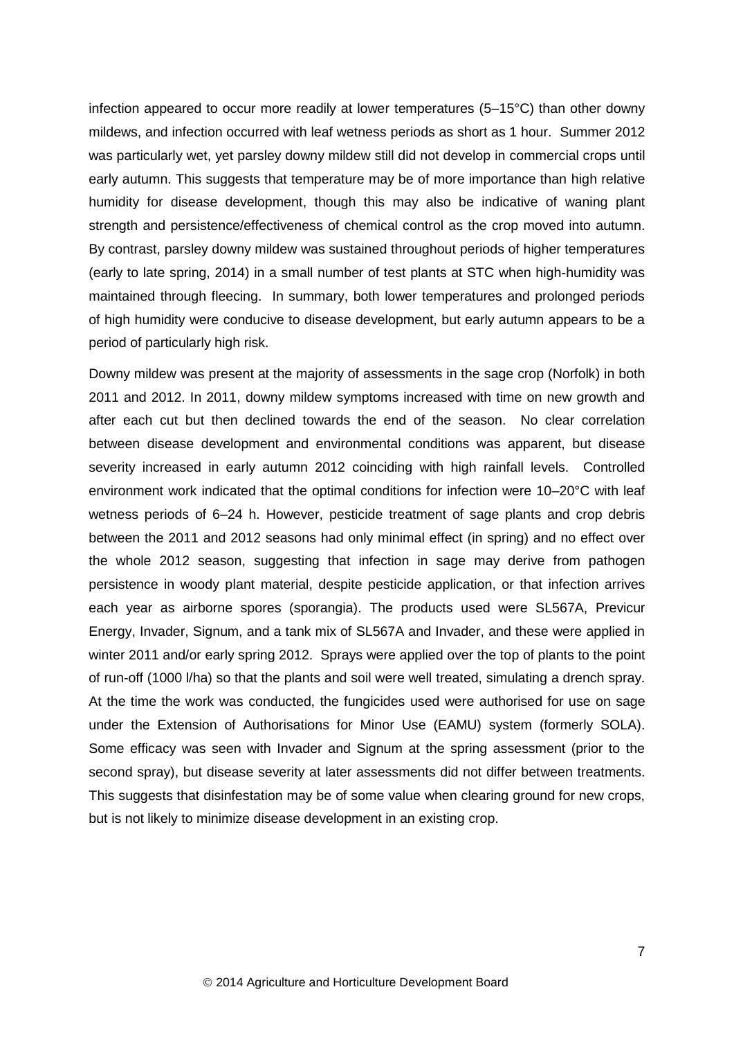infection appeared to occur more readily at lower temperatures (5–15°C) than other downy mildews, and infection occurred with leaf wetness periods as short as 1 hour. Summer 2012 was particularly wet, yet parsley downy mildew still did not develop in commercial crops until early autumn. This suggests that temperature may be of more importance than high relative humidity for disease development, though this may also be indicative of waning plant strength and persistence/effectiveness of chemical control as the crop moved into autumn. By contrast, parsley downy mildew was sustained throughout periods of higher temperatures (early to late spring, 2014) in a small number of test plants at STC when high-humidity was maintained through fleecing. In summary, both lower temperatures and prolonged periods of high humidity were conducive to disease development, but early autumn appears to be a period of particularly high risk.

Downy mildew was present at the majority of assessments in the sage crop (Norfolk) in both 2011 and 2012. In 2011, downy mildew symptoms increased with time on new growth and after each cut but then declined towards the end of the season. No clear correlation between disease development and environmental conditions was apparent, but disease severity increased in early autumn 2012 coinciding with high rainfall levels. Controlled environment work indicated that the optimal conditions for infection were 10–20°C with leaf wetness periods of 6–24 h. However, pesticide treatment of sage plants and crop debris between the 2011 and 2012 seasons had only minimal effect (in spring) and no effect over the whole 2012 season, suggesting that infection in sage may derive from pathogen persistence in woody plant material, despite pesticide application, or that infection arrives each year as airborne spores (sporangia). The products used were SL567A, Previcur Energy, Invader, Signum, and a tank mix of SL567A and Invader, and these were applied in winter 2011 and/or early spring 2012. Sprays were applied over the top of plants to the point of run-off (1000 l/ha) so that the plants and soil were well treated, simulating a drench spray. At the time the work was conducted, the fungicides used were authorised for use on sage under the Extension of Authorisations for Minor Use (EAMU) system (formerly SOLA). Some efficacy was seen with Invader and Signum at the spring assessment (prior to the second spray), but disease severity at later assessments did not differ between treatments. This suggests that disinfestation may be of some value when clearing ground for new crops, but is not likely to minimize disease development in an existing crop.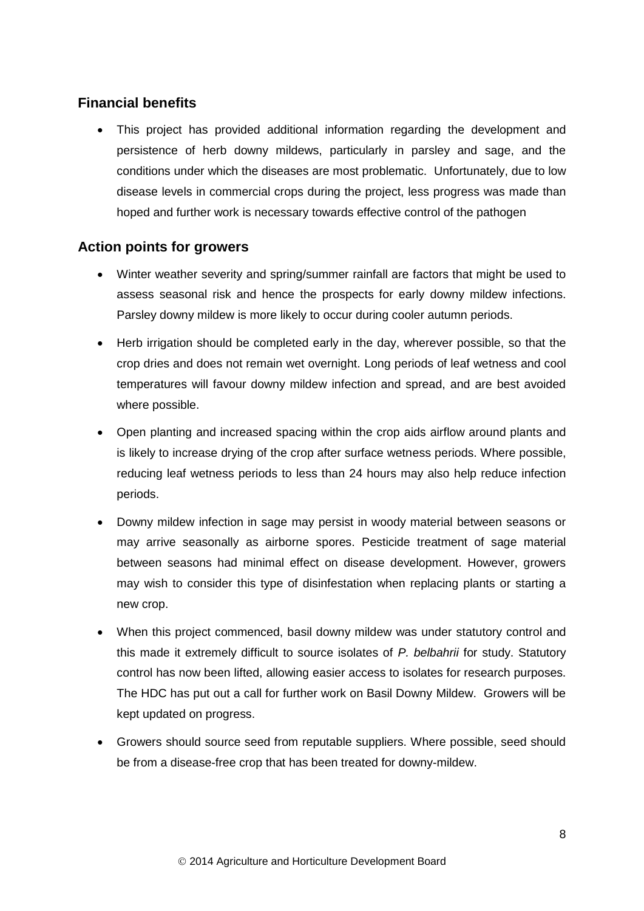## Financial benefits

- This project has provided additional information regarding the development and persistence of herb downy mildews, particularly in parsley and sage, and the conditions under which the diseases are most problematic. Unfortunately, due to low disease levels in commercial crops during the project, less progress was made than hoped and further work is necessary towards effective control of the pathogen

## Action points for growers

- Winter weather severity and spring/summer rainfall are factors that might be used to assess seasonal risk and hence the prospects for early downy mildew infections. Parsley downy mildew is more likely to occur during cooler autumn periods.
- Herb irrigation should be completed early in the day, wherever possible, so that the crop dries and does not remain wet overnight. Long periods of leaf wetness and cool temperatures will favour downy mildew infection and spread, and are best avoided where possible.
- Open planting and increased spacing within the crop aids airflow around plants and is likely to increase drying of the crop after surface wetness periods. Where possible, reducing leaf wetness periods to less than 24 hours may also help reduce infection periods.
- Downy mildew infection in sage may persist in woody material between seasons or may arrive seasonally as airborne spores. Pesticide treatment of sage material between seasons had minimal effect on disease development. However, growers may wish to consider this type of disinfestation when replacing plants or starting a new crop.
- When this project commenced, basil downy mildew was under statutory control and this made it extremely difficult to source isolates of *P. belbahrii* for study. Statutory control has now been lifted, allowing easier access to isolates for research purposes. The HDC has put out a call for further work on Basil Downy Mildew. Growers will be kept updated on progress.
- Growers should source seed from reputable suppliers. Where possible, seed should be from a disease-free crop that has been treated for downy-mildew.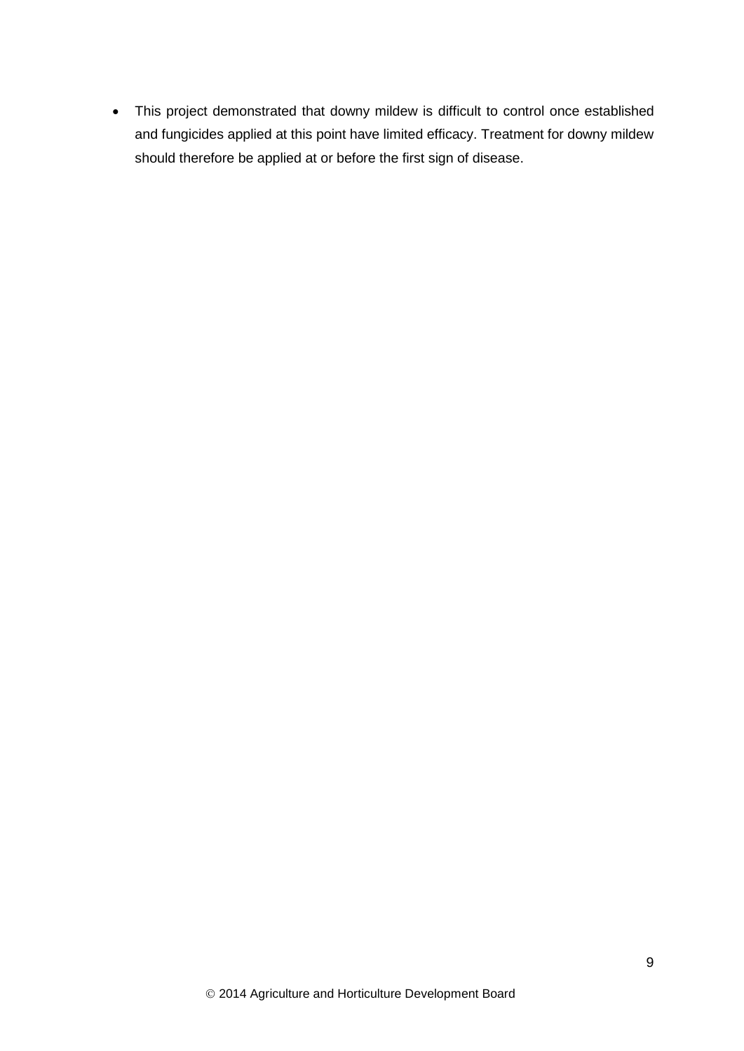- This project demonstrated that downy mildew is difficult to control once established and fungicides applied at this point have limited efficacy. Treatment for downy mildew should therefore be applied at or before the first sign of disease.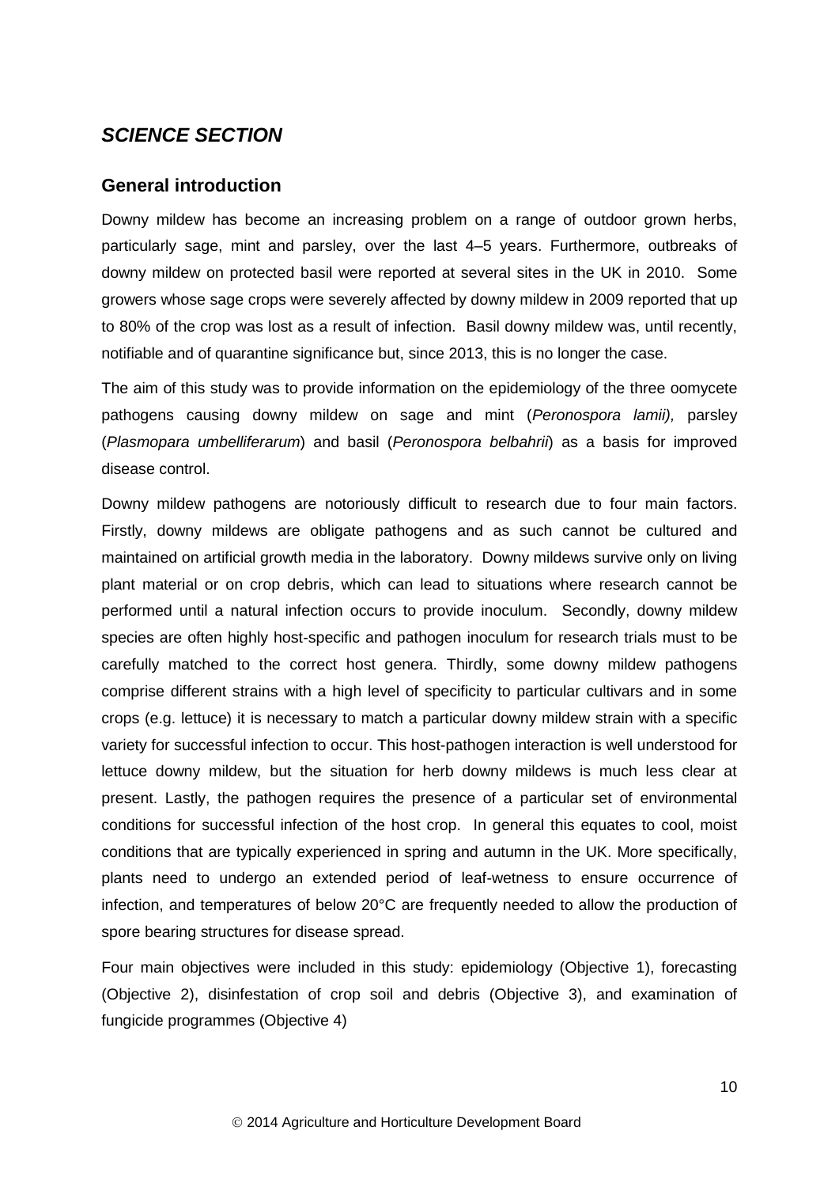## *SCIENCE SECTION*

### General introduction

Downy mildew has become an increasing problem on a range of outdoor grown herbs, particularly sage, mint and parsley, over the last 4–5 years. Furthermore, outbreaks of downy mildew on protected basil were reported at several sites in the UK in 2010. Some growers whose sage crops were severely affected by downy mildew in 2009 reported that up to 80% of the crop was lost as a result of infection. Basil downy mildew was, until recently, notifiable and of quarantine significance but, since 2013, this is no longer the case.

The aim of this study was to provide information on the epidemiology of the three oomycete pathogens causing downy mildew on sage and mint (*Peronospora lamii),* parsley (*Plasmopara umbelliferarum*) and basil (*Peronospora belbahrii*) as a basis for improved disease control.

Downy mildew pathogens are notoriously difficult to research due to four main factors. Firstly, downy mildews are obligate pathogens and as such cannot be cultured and maintained on artificial growth media in the laboratory. Downy mildews survive only on living plant material or on crop debris, which can lead to situations where research cannot be performed until a natural infection occurs to provide inoculum. Secondly, downy mildew species are often highly host-specific and pathogen inoculum for research trials must to be carefully matched to the correct host genera. Thirdly, some downy mildew pathogens comprise different strains with a high level of specificity to particular cultivars and in some crops (e.g. lettuce) it is necessary to match a particular downy mildew strain with a specific variety for successful infection to occur. This host-pathogen interaction is well understood for lettuce downy mildew, but the situation for herb downy mildews is much less clear at present. Lastly, the pathogen requires the presence of a particular set of environmental conditions for successful infection of the host crop. In general this equates to cool, moist conditions that are typically experienced in spring and autumn in the UK. More specifically, plants need to undergo an extended period of leaf-wetness to ensure occurrence of infection, and temperatures of below 20°C are frequently needed to allow the production of spore bearing structures for disease spread.

Four main objectives were included in this study: epidemiology (Objective 1), forecasting (Objective 2), disinfestation of crop soil and debris (Objective 3), and examination of fungicide programmes (Objective 4)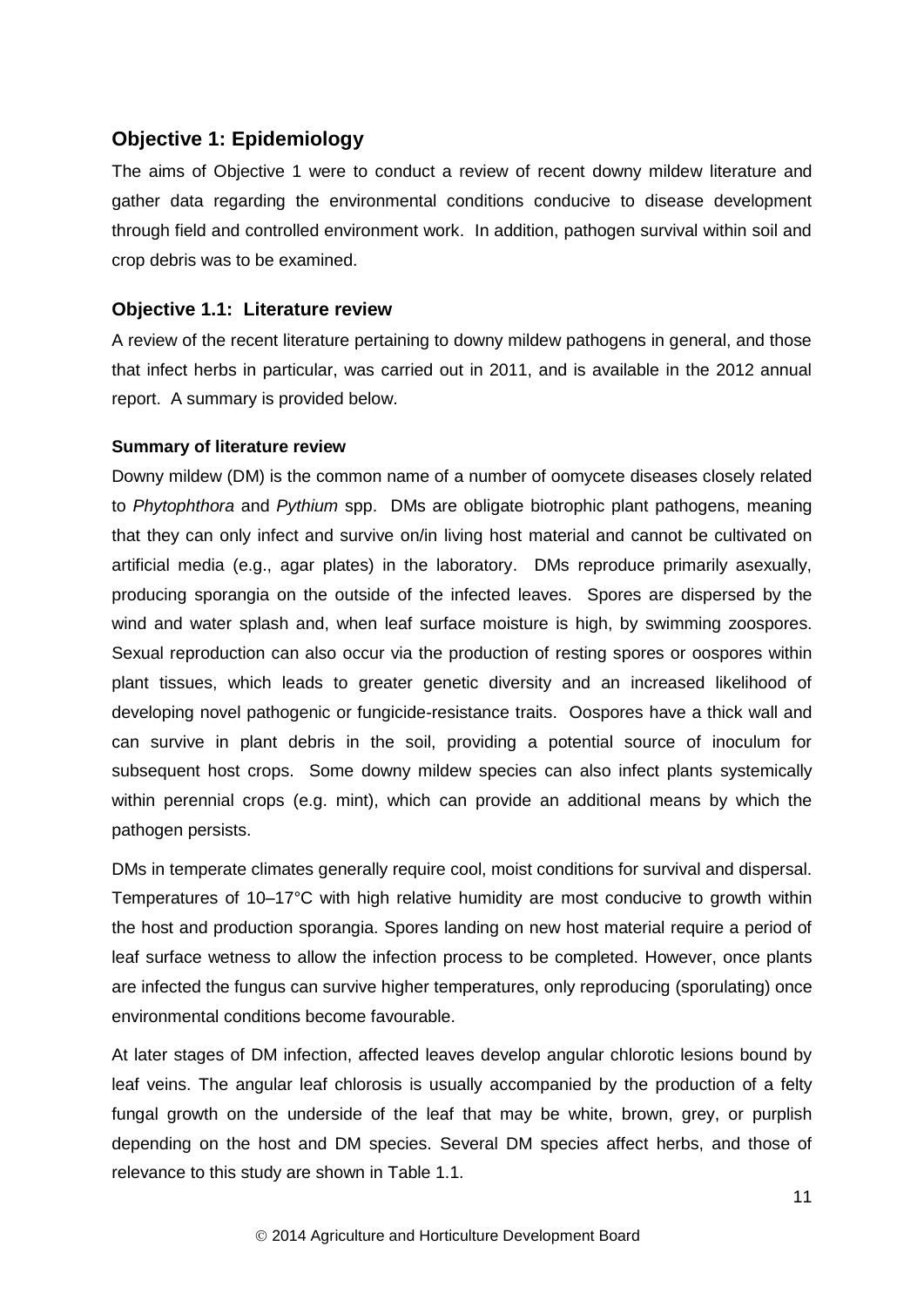## Objective 1: Epidemiology

The aims of Objective 1 were to conduct a review of recent downy mildew literature and gather data regarding the environmental conditions conducive to disease development through field and controlled environment work. In addition, pathogen survival within soil and crop debris was to be examined.

### Objective 1.1: Literature review

A review of the recent literature pertaining to downy mildew pathogens in general, and those that infect herbs in particular, was carried out in 2011, and is available in the 2012 annual report. A summary is provided below.

#### Summary of literature review

Downy mildew (DM) is the common name of a number of oomycete diseases closely related to *Phytophthora* and *Pythium* spp. DMs are obligate biotrophic plant pathogens, meaning that they can only infect and survive on/in living host material and cannot be cultivated on artificial media (e.g., agar plates) in the laboratory. DMs reproduce primarily asexually, producing sporangia on the outside of the infected leaves. Spores are dispersed by the wind and water splash and, when leaf surface moisture is high, by swimming zoospores. Sexual reproduction can also occur via the production of resting spores or oospores within plant tissues, which leads to greater genetic diversity and an increased likelihood of developing novel pathogenic or fungicide-resistance traits. Oospores have a thick wall and can survive in plant debris in the soil, providing a potential source of inoculum for subsequent host crops. Some downy mildew species can also infect plants systemically within perennial crops (e.g. mint), which can provide an additional means by which the pathogen persists.

DMs in temperate climates generally require cool, moist conditions for survival and dispersal. Temperatures of 10–17°C with high relative humidity are most conducive to growth within the host and production sporangia. Spores landing on new host material require a period of leaf surface wetness to allow the infection process to be completed. However, once plants are infected the fungus can survive higher temperatures, only reproducing (sporulating) once environmental conditions become favourable.

At later stages of DM infection, affected leaves develop angular chlorotic lesions bound by leaf veins. The angular leaf chlorosis is usually accompanied by the production of a felty fungal growth on the underside of the leaf that may be white, brown, grey, or purplish depending on the host and DM species. Several DM species affect herbs, and those of relevance to this study are shown in Table 1.1.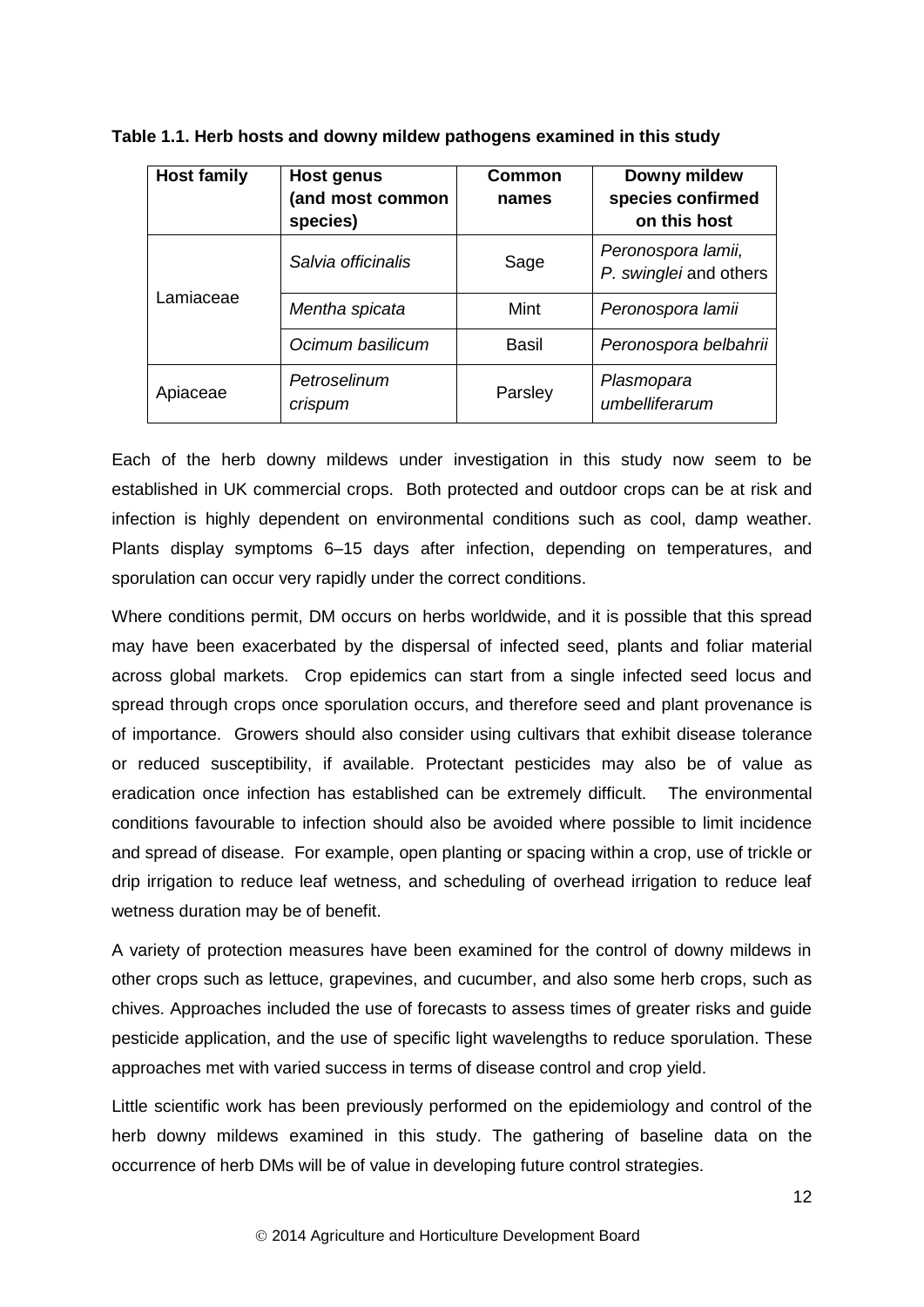**Table 1.1. Herb hosts and downy mildew pathogens examined in this study**

| Host family | Host genus (and most common species) | Common names | Downy mildew species confirmed on this host |
|---|---|---|---|
| Lamiaceae | *Salvia officinalis* | Sage | *Peronospora lamii, P. swinglei* and others |
| | *Mentha spicata* | Mint | *Peronospora lamii* |
| | *Ocimum basilicum* | Basil | *Peronospora belbahrii* |
| Apiaceae | *Petroselinum crispum* | Parsley | *Plasmopara umbelliferarum* |

Each of the herb downy mildews under investigation in this study now seem to be established in UK commercial crops. Both protected and outdoor crops can be at risk and infection is highly dependent on environmental conditions such as cool, damp weather. Plants display symptoms 6–15 days after infection, depending on temperatures, and sporulation can occur very rapidly under the correct conditions.

Where conditions permit, DM occurs on herbs worldwide, and it is possible that this spread may have been exacerbated by the dispersal of infected seed, plants and foliar material across global markets. Crop epidemics can start from a single infected seed locus and spread through crops once sporulation occurs, and therefore seed and plant provenance is of importance. Growers should also consider using cultivars that exhibit disease tolerance or reduced susceptibility, if available. Protectant pesticides may also be of value as eradication once infection has established can be extremely difficult. The environmental conditions favourable to infection should also be avoided where possible to limit incidence and spread of disease. For example, open planting or spacing within a crop, use of trickle or drip irrigation to reduce leaf wetness, and scheduling of overhead irrigation to reduce leaf wetness duration may be of benefit.

A variety of protection measures have been examined for the control of downy mildews in other crops such as lettuce, grapevines, and cucumber, and also some herb crops, such as chives. Approaches included the use of forecasts to assess times of greater risks and guide pesticide application, and the use of specific light wavelengths to reduce sporulation. These approaches met with varied success in terms of disease control and crop yield.

Little scientific work has been previously performed on the epidemiology and control of the herb downy mildews examined in this study. The gathering of baseline data on the occurrence of herb DMs will be of value in developing future control strategies.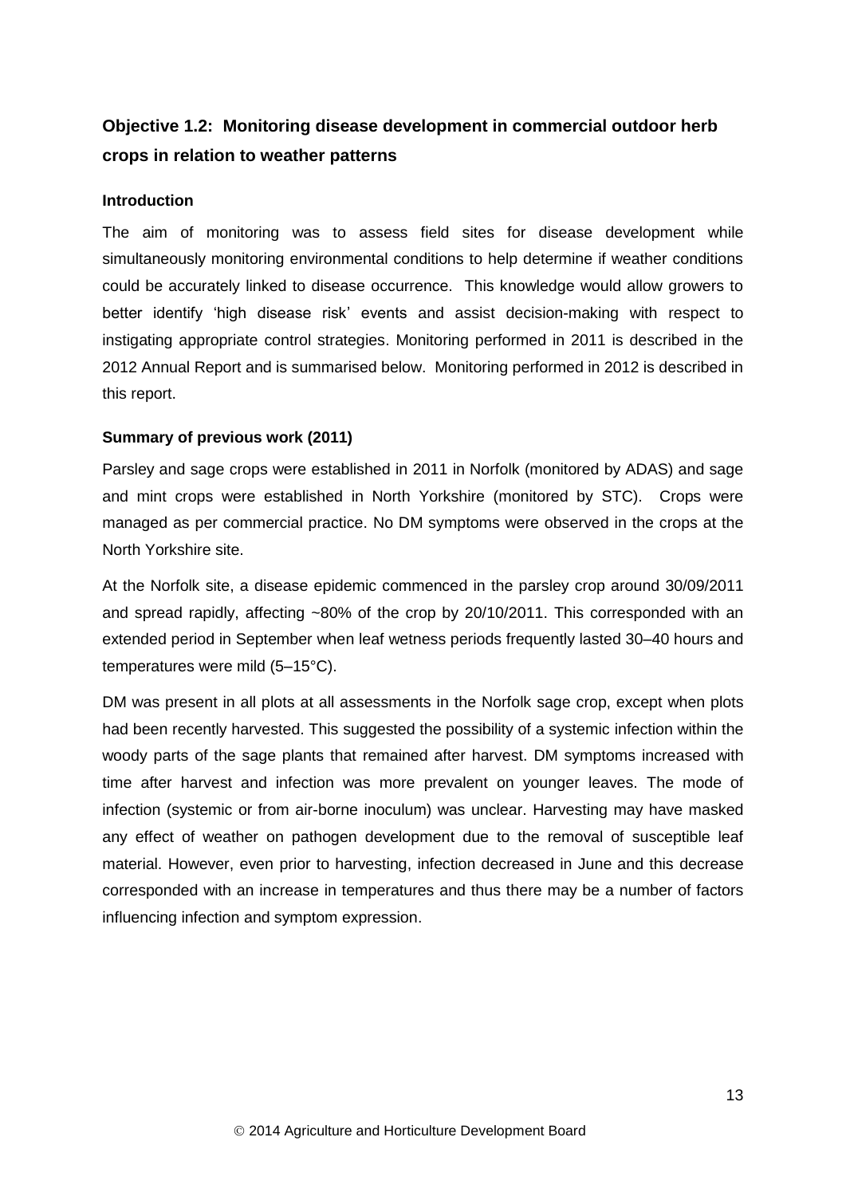## Objective 1.2: Monitoring disease development in commercial outdoor herb crops in relation to weather patterns

### Introduction

The aim of monitoring was to assess field sites for disease development while simultaneously monitoring environmental conditions to help determine if weather conditions could be accurately linked to disease occurrence. This knowledge would allow growers to better identify 'high disease risk' events and assist decision-making with respect to instigating appropriate control strategies. Monitoring performed in 2011 is described in the 2012 Annual Report and is summarised below. Monitoring performed in 2012 is described in this report.

### Summary of previous work (2011)

Parsley and sage crops were established in 2011 in Norfolk (monitored by ADAS) and sage and mint crops were established in North Yorkshire (monitored by STC). Crops were managed as per commercial practice. No DM symptoms were observed in the crops at the North Yorkshire site.

At the Norfolk site, a disease epidemic commenced in the parsley crop around 30/09/2011 and spread rapidly, affecting ~80% of the crop by 20/10/2011. This corresponded with an extended period in September when leaf wetness periods frequently lasted 30–40 hours and temperatures were mild (5–15°C).

DM was present in all plots at all assessments in the Norfolk sage crop, except when plots had been recently harvested. This suggested the possibility of a systemic infection within the woody parts of the sage plants that remained after harvest. DM symptoms increased with time after harvest and infection was more prevalent on younger leaves. The mode of infection (systemic or from air-borne inoculum) was unclear. Harvesting may have masked any effect of weather on pathogen development due to the removal of susceptible leaf material. However, even prior to harvesting, infection decreased in June and this decrease corresponded with an increase in temperatures and thus there may be a number of factors influencing infection and symptom expression.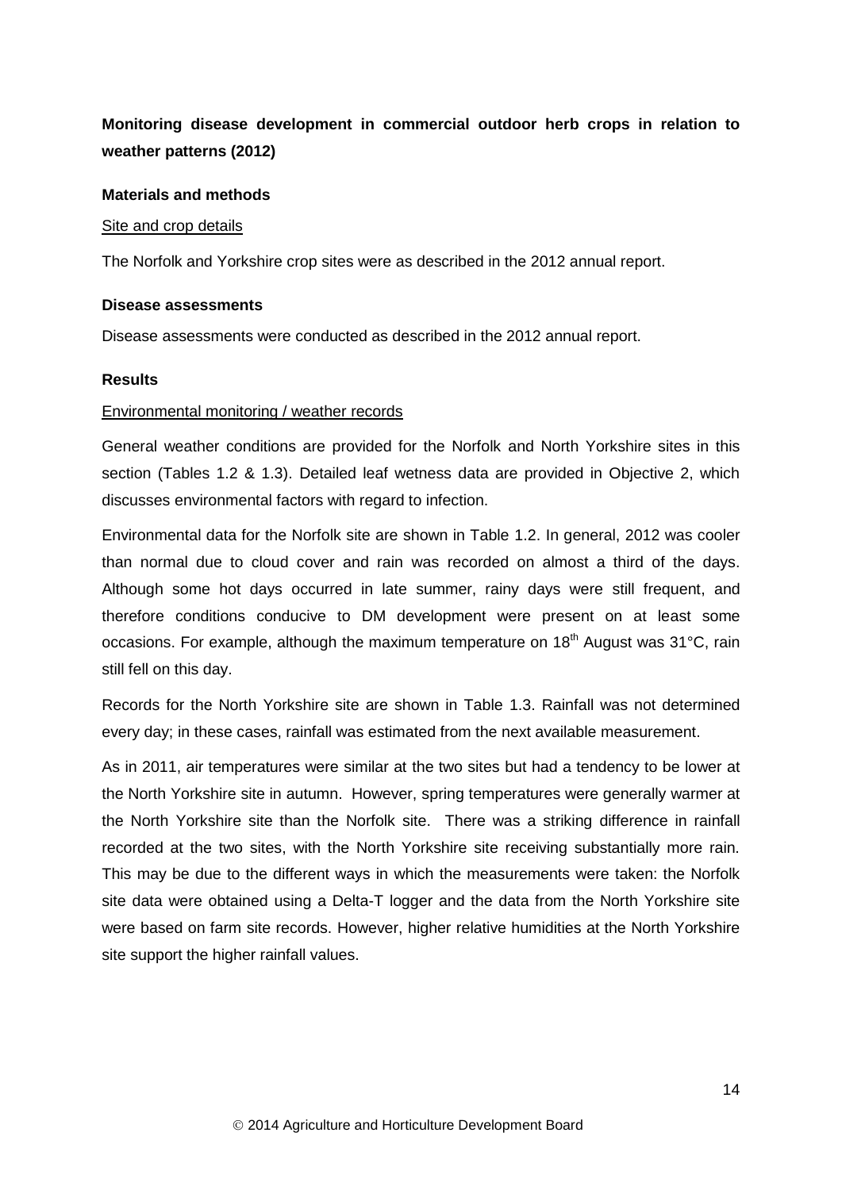**Monitoring disease development in commercial outdoor herb crops in relation to weather patterns (2012)**

**Materials and methods**

<u>Site and crop details</u>

The Norfolk and Yorkshire crop sites were as described in the 2012 annual report.

**Disease assessments**

Disease assessments were conducted as described in the 2012 annual report.

**Results**

<u>Environmental monitoring / weather records</u>

General weather conditions are provided for the Norfolk and North Yorkshire sites in this section (Tables 1.2 & 1.3). Detailed leaf wetness data are provided in Objective 2, which discusses environmental factors with regard to infection.

Environmental data for the Norfolk site are shown in Table 1.2. In general, 2012 was cooler than normal due to cloud cover and rain was recorded on almost a third of the days. Although some hot days occurred in late summer, rainy days were still frequent, and therefore conditions conducive to DM development were present on at least some occasions. For example, although the maximum temperature on 18th August was 31°C, rain still fell on this day.

Records for the North Yorkshire site are shown in Table 1.3. Rainfall was not determined every day; in these cases, rainfall was estimated from the next available measurement.

As in 2011, air temperatures were similar at the two sites but had a tendency to be lower at the North Yorkshire site in autumn. However, spring temperatures were generally warmer at the North Yorkshire site than the Norfolk site. There was a striking difference in rainfall recorded at the two sites, with the North Yorkshire site receiving substantially more rain. This may be due to the different ways in which the measurements were taken: the Norfolk site data were obtained using a Delta-T logger and the data from the North Yorkshire site were based on farm site records. However, higher relative humidities at the North Yorkshire site support the higher rainfall values.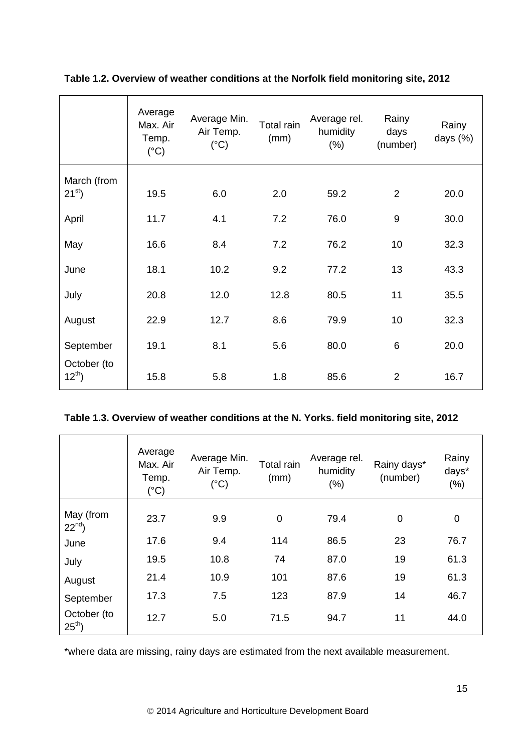**Table 1.2. Overview of weather conditions at the Norfolk field monitoring site, 2012**

| | Average Max. Air Temp. (°C) | Average Min. Air Temp. (°C) | Total rain (mm) | Average rel. humidity (%) | Rainy days (number) | Rainy days (%) |
|---|---|---|---|---|---|---|
| March (from 21st) | 19.5 | 6.0 | 2.0 | 59.2 | 2 | 20.0 |
| April | 11.7 | 4.1 | 7.2 | 76.0 | 9 | 30.0 |
| May | 16.6 | 8.4 | 7.2 | 76.2 | 10 | 32.3 |
| June | 18.1 | 10.2 | 9.2 | 77.2 | 13 | 43.3 |
| July | 20.8 | 12.0 | 12.8 | 80.5 | 11 | 35.5 |
| August | 22.9 | 12.7 | 8.6 | 79.9 | 10 | 32.3 |
| September | 19.1 | 8.1 | 5.6 | 80.0 | 6 | 20.0 |
| October (to 12th) | 15.8 | 5.8 | 1.8 | 85.6 | 2 | 16.7 |

**Table 1.3. Overview of weather conditions at the N. Yorks. field monitoring site, 2012**

| | Average Max. Air Temp. (°C) | Average Min. Air Temp. (°C) | Total rain (mm) | Average rel. humidity (%) | Rainy days* (number) | Rainy days* (%) |
|---|---|---|---|---|---|---|
| May (from 22nd) | 23.7 | 9.9 | 0 | 79.4 | 0 | 0 |
| June | 17.6 | 9.4 | 114 | 86.5 | 23 | 76.7 |
| July | 19.5 | 10.8 | 74 | 87.0 | 19 | 61.3 |
| August | 21.4 | 10.9 | 101 | 87.6 | 19 | 61.3 |
| September | 17.3 | 7.5 | 123 | 87.9 | 14 | 46.7 |
| October (to 25th) | 12.7 | 5.0 | 71.5 | 94.7 | 11 | 44.0 |

*where data are missing, rainy days are estimated from the next available measurement.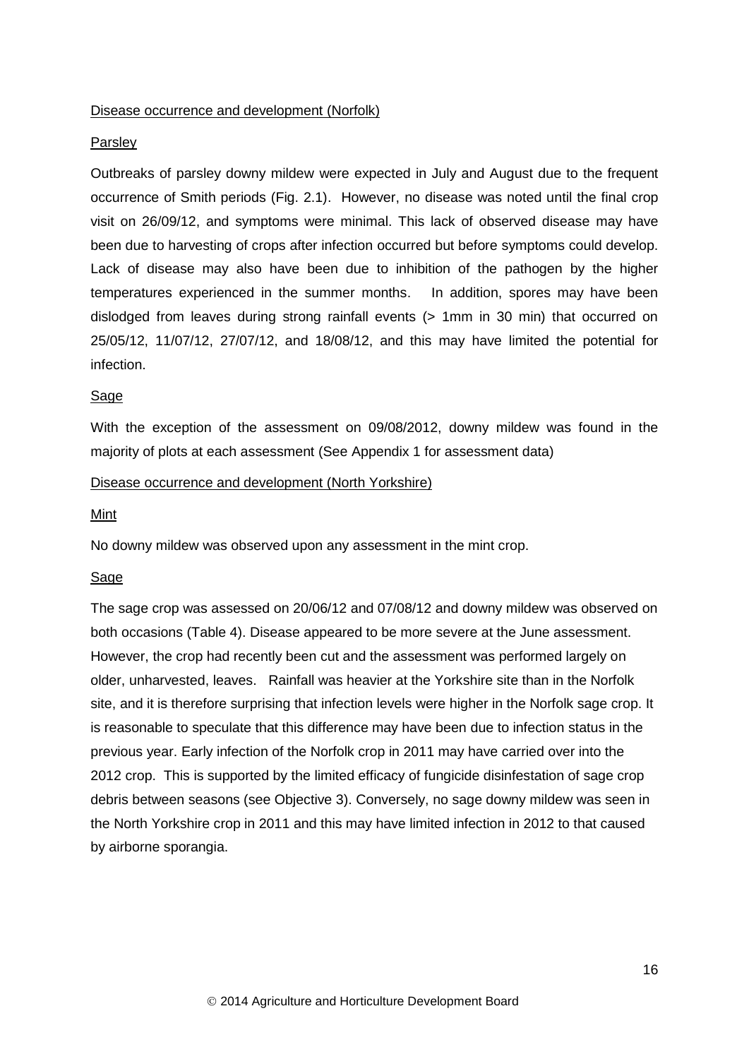Disease occurrence and development (Norfolk)

Parsley

Outbreaks of parsley downy mildew were expected in July and August due to the frequent occurrence of Smith periods (Fig. 2.1). However, no disease was noted until the final crop visit on 26/09/12, and symptoms were minimal. This lack of observed disease may have been due to harvesting of crops after infection occurred but before symptoms could develop. Lack of disease may also have been due to inhibition of the pathogen by the higher temperatures experienced in the summer months. In addition, spores may have been dislodged from leaves during strong rainfall events (> 1mm in 30 min) that occurred on 25/05/12, 11/07/12, 27/07/12, and 18/08/12, and this may have limited the potential for infection.

Sage

With the exception of the assessment on 09/08/2012, downy mildew was found in the majority of plots at each assessment (See Appendix 1 for assessment data)

Disease occurrence and development (North Yorkshire)

Mint

No downy mildew was observed upon any assessment in the mint crop.

Sage

The sage crop was assessed on 20/06/12 and 07/08/12 and downy mildew was observed on both occasions (Table 4). Disease appeared to be more severe at the June assessment. However, the crop had recently been cut and the assessment was performed largely on older, unharvested, leaves. Rainfall was heavier at the Yorkshire site than in the Norfolk site, and it is therefore surprising that infection levels were higher in the Norfolk sage crop. It is reasonable to speculate that this difference may have been due to infection status in the previous year. Early infection of the Norfolk crop in 2011 may have carried over into the 2012 crop. This is supported by the limited efficacy of fungicide disinfestation of sage crop debris between seasons (see Objective 3). Conversely, no sage downy mildew was seen in the North Yorkshire crop in 2011 and this may have limited infection in 2012 to that caused by airborne sporangia.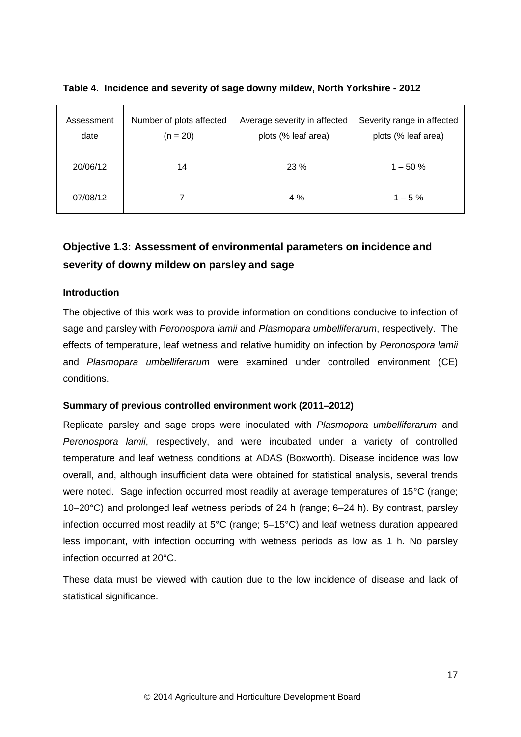**Table 4. Incidence and severity of sage downy mildew, North Yorkshire - 2012**

| Assessment date | Number of plots affected (n = 20) | Average severity in affected plots (% leaf area) | Severity range in affected plots (% leaf area) |
|---|---|---|---|
| 20/06/12 | 14 | 23 % | 1 – 50 % |
| 07/08/12 | 7 | 4 % | 1 – 5 % |

## Objective 1.3: Assessment of environmental parameters on incidence and severity of downy mildew on parsley and sage

### Introduction

The objective of this work was to provide information on conditions conducive to infection of sage and parsley with *Peronospora lamii* and *Plasmopara umbelliferarum*, respectively. The effects of temperature, leaf wetness and relative humidity on infection by *Peronospora lamii* and *Plasmopara umbelliferarum* were examined under controlled environment (CE) conditions.

### Summary of previous controlled environment work (2011–2012)

Replicate parsley and sage crops were inoculated with *Plasmopora umbelliferarum* and *Peronospora lamii*, respectively, and were incubated under a variety of controlled temperature and leaf wetness conditions at ADAS (Boxworth). Disease incidence was low overall, and, although insufficient data were obtained for statistical analysis, several trends were noted. Sage infection occurred most readily at average temperatures of 15°C (range; 10–20°C) and prolonged leaf wetness periods of 24 h (range; 6–24 h). By contrast, parsley infection occurred most readily at 5°C (range; 5–15°C) and leaf wetness duration appeared less important, with infection occurring with wetness periods as low as 1 h. No parsley infection occurred at 20°C.

These data must be viewed with caution due to the low incidence of disease and lack of statistical significance.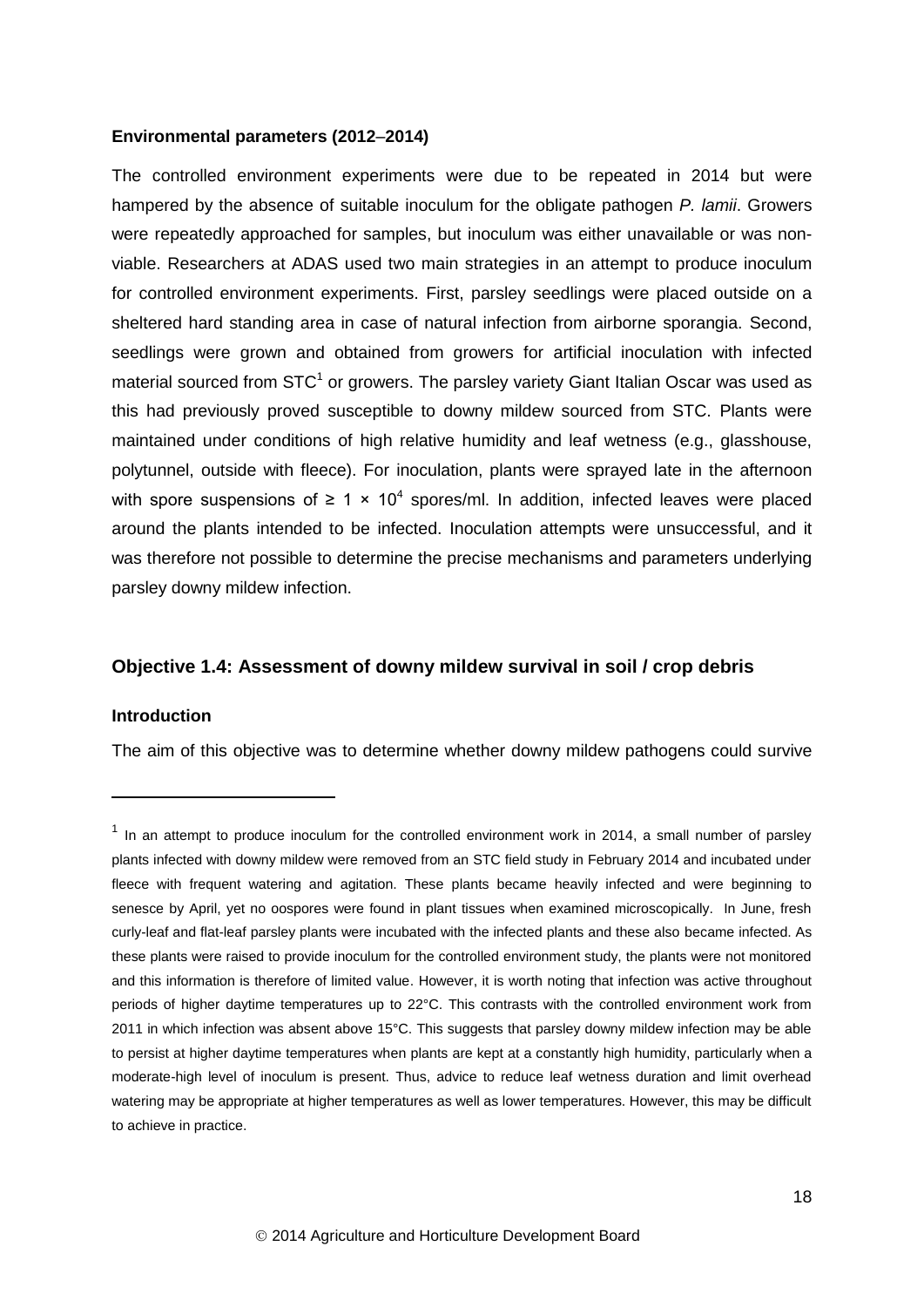**Environmental parameters (2012–2014)**

The controlled environment experiments were due to be repeated in 2014 but were hampered by the absence of suitable inoculum for the obligate pathogen *P. lamii*. Growers were repeatedly approached for samples, but inoculum was either unavailable or was non-viable. Researchers at ADAS used two main strategies in an attempt to produce inoculum for controlled environment experiments. First, parsley seedlings were placed outside on a sheltered hard standing area in case of natural infection from airborne sporangia. Second, seedlings were grown and obtained from growers for artificial inoculation with infected material sourced from STC[1] or growers. The parsley variety Giant Italian Oscar was used as this had previously proved susceptible to downy mildew sourced from STC. Plants were maintained under conditions of high relative humidity and leaf wetness (e.g., glasshouse, polytunnel, outside with fleece). For inoculation, plants were sprayed late in the afternoon with spore suspensions of $\geq 1 \times 10^4$ spores/ml. In addition, infected leaves were placed around the plants intended to be infected. Inoculation attempts were unsuccessful, and it was therefore not possible to determine the precise mechanisms and parameters underlying parsley downy mildew infection.

## Objective 1.4: Assessment of downy mildew survival in soil / crop debris

**Introduction**

The aim of this objective was to determine whether downy mildew pathogens could survive

---

[1] In an attempt to produce inoculum for the controlled environment work in 2014, a small number of parsley plants infected with downy mildew were removed from an STC field study in February 2014 and incubated under fleece with frequent watering and agitation. These plants became heavily infected and were beginning to senesce by April, yet no oospores were found in plant tissues when examined microscopically. In June, fresh curly-leaf and flat-leaf parsley plants were incubated with the infected plants and these also became infected. As these plants were raised to provide inoculum for the controlled environment study, the plants were not monitored and this information is therefore of limited value. However, it is worth noting that infection was active throughout periods of higher daytime temperatures up to 22°C. This contrasts with the controlled environment work from 2011 in which infection was absent above 15°C. This suggests that parsley downy mildew infection may be able to persist at higher daytime temperatures when plants are kept at a constantly high humidity, particularly when a moderate-high level of inoculum is present. Thus, advice to reduce leaf wetness duration and limit overhead watering may be appropriate at higher temperatures as well as lower temperatures. However, this may be difficult to achieve in practice.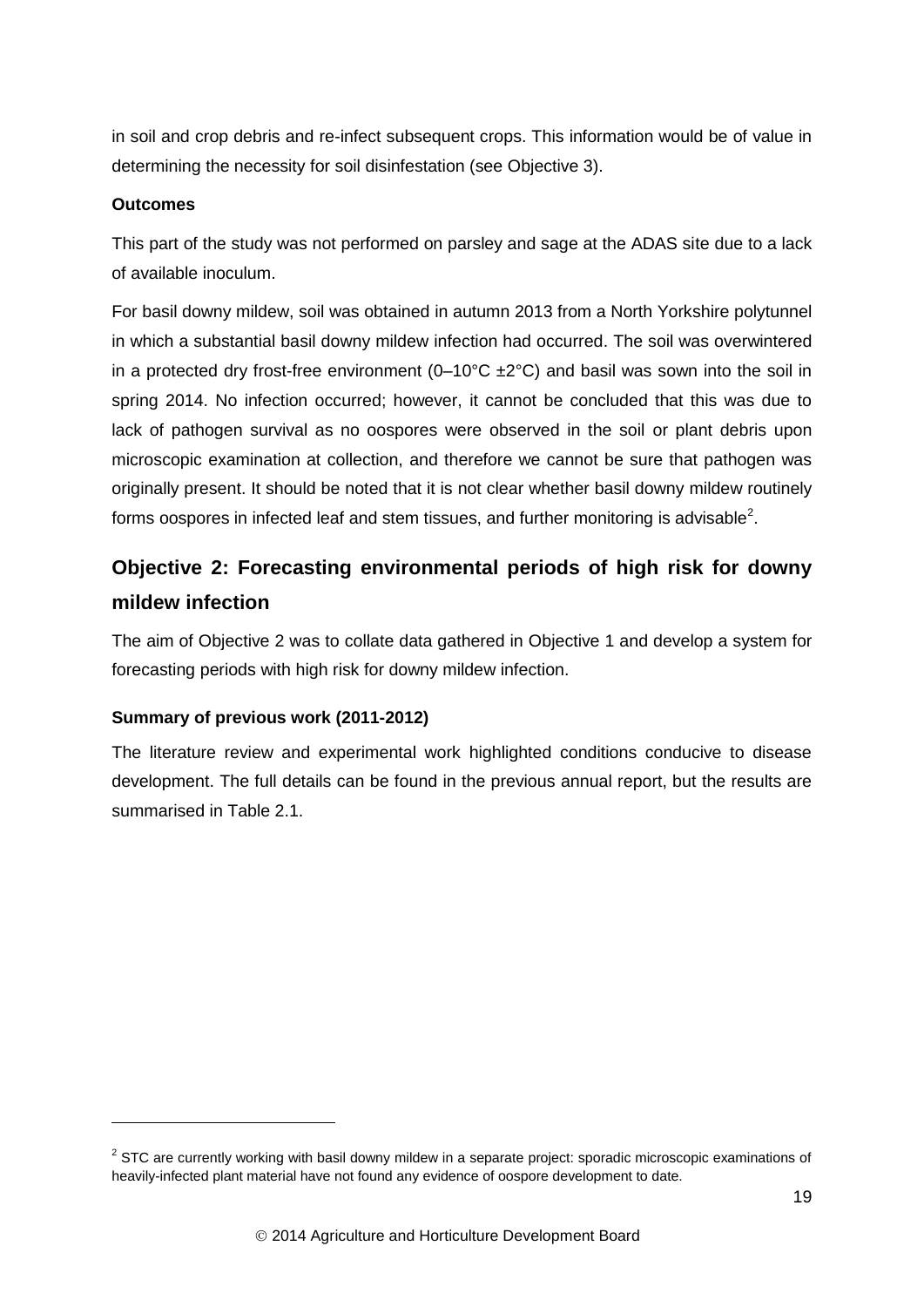in soil and crop debris and re-infect subsequent crops. This information would be of value in determining the necessity for soil disinfestation (see Objective 3).

**Outcomes**

This part of the study was not performed on parsley and sage at the ADAS site due to a lack of available inoculum.

For basil downy mildew, soil was obtained in autumn 2013 from a North Yorkshire polytunnel in which a substantial basil downy mildew infection had occurred. The soil was overwintered in a protected dry frost-free environment (0–10°C ±2°C) and basil was sown into the soil in spring 2014. No infection occurred; however, it cannot be concluded that this was due to lack of pathogen survival as no oospores were observed in the soil or plant debris upon microscopic examination at collection, and therefore we cannot be sure that pathogen was originally present. It should be noted that it is not clear whether basil downy mildew routinely forms oospores in infected leaf and stem tissues, and further monitoring is advisable[2].

## Objective 2: Forecasting environmental periods of high risk for downy mildew infection

The aim of Objective 2 was to collate data gathered in Objective 1 and develop a system for forecasting periods with high risk for downy mildew infection.

**Summary of previous work (2011-2012)**

The literature review and experimental work highlighted conditions conducive to disease development. The full details can be found in the previous annual report, but the results are summarised in Table 2.1.

[2] STC are currently working with basil downy mildew in a separate project: sporadic microscopic examinations of heavily-infected plant material have not found any evidence of oospore development to date.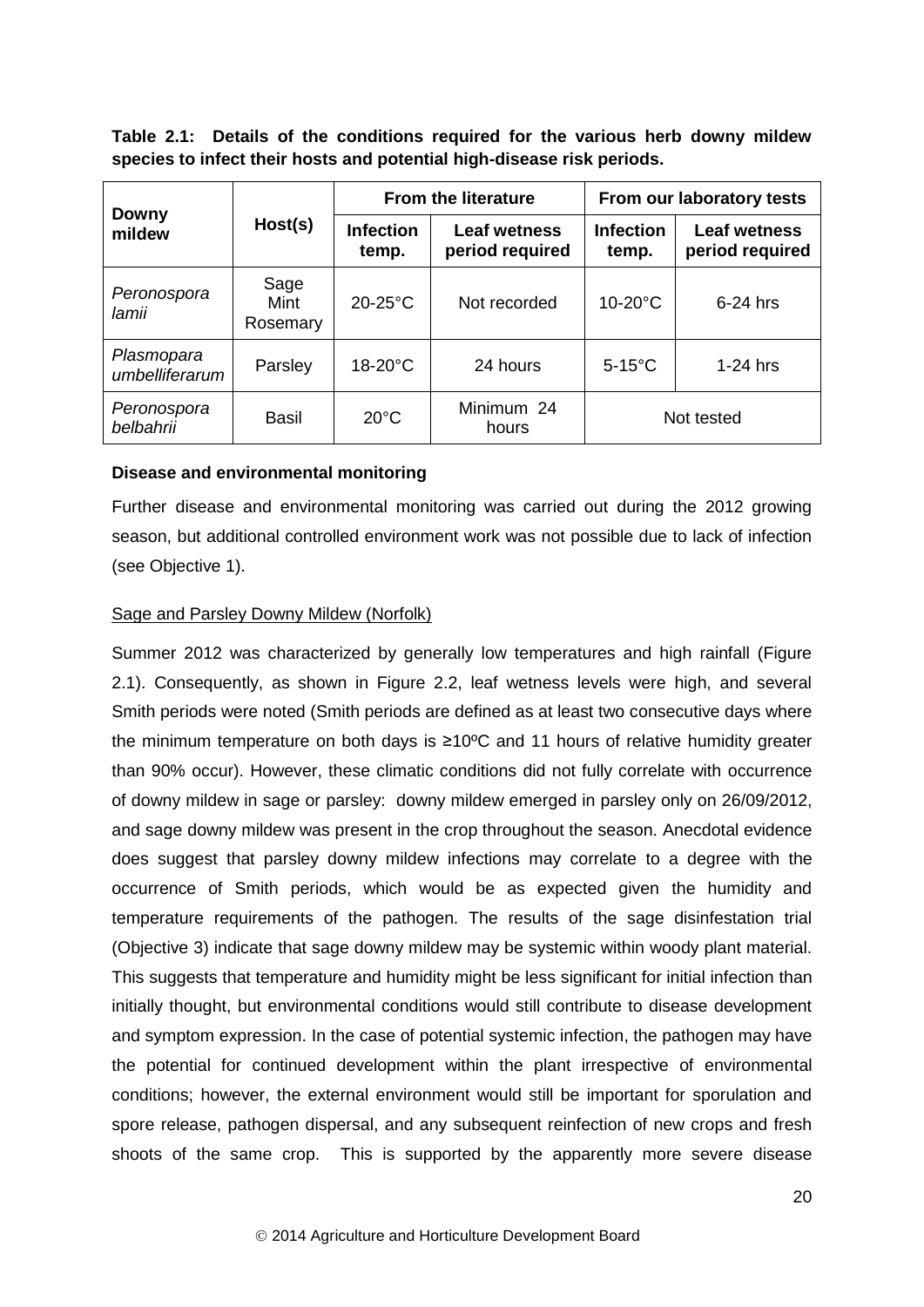**Table 2.1: Details of the conditions required for the various herb downy mildew species to infect their hosts and potential high-disease risk periods.**

| Downy mildew | Host(s) | From the literature | | From our laboratory tests | |
|---|---|---|---|---|---|
| | | Infection temp. | Leaf wetness period required | Infection temp. | Leaf wetness period required |
| *Peronospora lamii* | Sage Mint Rosemary | 20-25°C | Not recorded | 10-20°C | 6-24 hrs |
| *Plasmopara umbelliferarum* | Parsley | 18-20°C | 24 hours | 5-15°C | 1-24 hrs |
| *Peronospora belbahrii* | Basil | 20°C | Minimum 24 hours | Not tested | |

**Disease and environmental monitoring**

Further disease and environmental monitoring was carried out during the 2012 growing season, but additional controlled environment work was not possible due to lack of infection (see Objective 1).

Sage and Parsley Downy Mildew (Norfolk)

Summer 2012 was characterized by generally low temperatures and high rainfall (Figure 2.1). Consequently, as shown in Figure 2.2, leaf wetness levels were high, and several Smith periods were noted (Smith periods are defined as at least two consecutive days where the minimum temperature on both days is ≥10ºC and 11 hours of relative humidity greater than 90% occur). However, these climatic conditions did not fully correlate with occurrence of downy mildew in sage or parsley: downy mildew emerged in parsley only on 26/09/2012, and sage downy mildew was present in the crop throughout the season. Anecdotal evidence does suggest that parsley downy mildew infections may correlate to a degree with the occurrence of Smith periods, which would be as expected given the humidity and temperature requirements of the pathogen. The results of the sage disinfestation trial (Objective 3) indicate that sage downy mildew may be systemic within woody plant material. This suggests that temperature and humidity might be less significant for initial infection than initially thought, but environmental conditions would still contribute to disease development and symptom expression. In the case of potential systemic infection, the pathogen may have the potential for continued development within the plant irrespective of environmental conditions; however, the external environment would still be important for sporulation and spore release, pathogen dispersal, and any subsequent reinfection of new crops and fresh shoots of the same crop. This is supported by the apparently more severe disease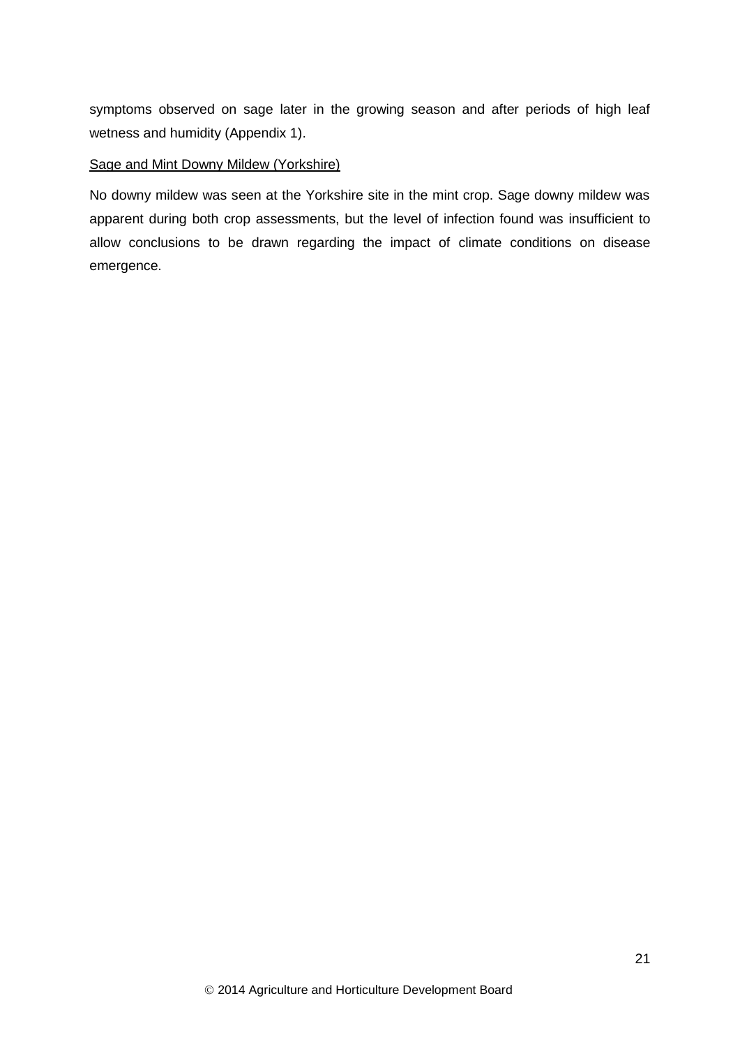symptoms observed on sage later in the growing season and after periods of high leaf wetness and humidity (Appendix 1).

<u>Sage and Mint Downy Mildew (Yorkshire)</u>

No downy mildew was seen at the Yorkshire site in the mint crop. Sage downy mildew was apparent during both crop assessments, but the level of infection found was insufficient to allow conclusions to be drawn regarding the impact of climate conditions on disease emergence.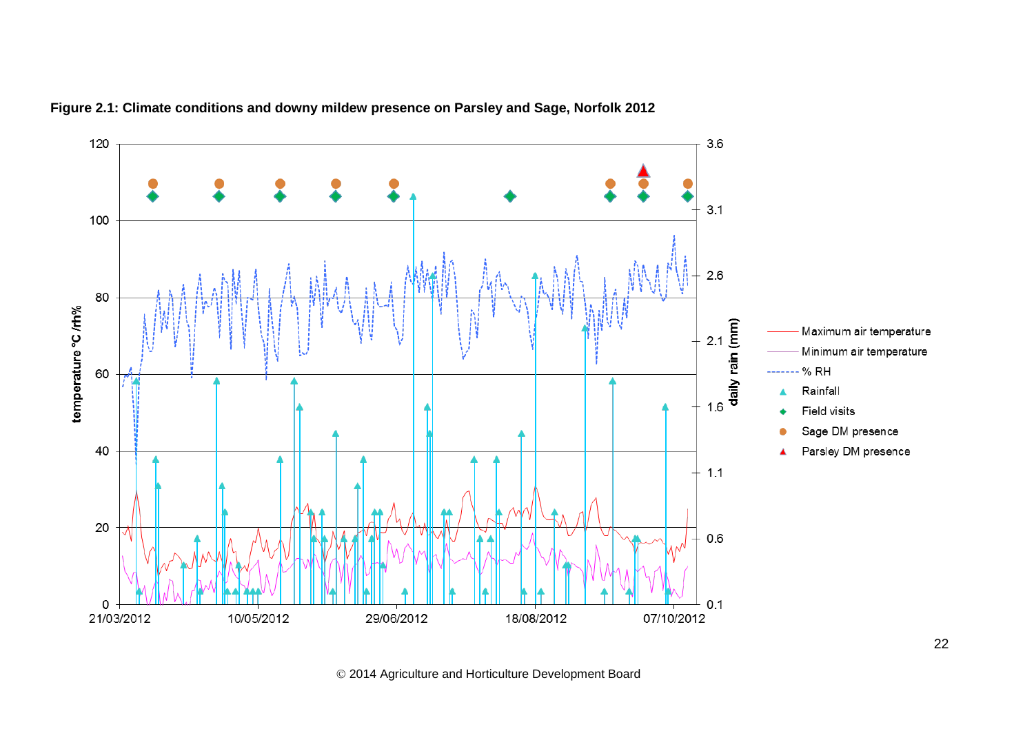**Figure 2.1: Climate conditions and downy mildew presence on Parsley and Sage, Norfolk 2012**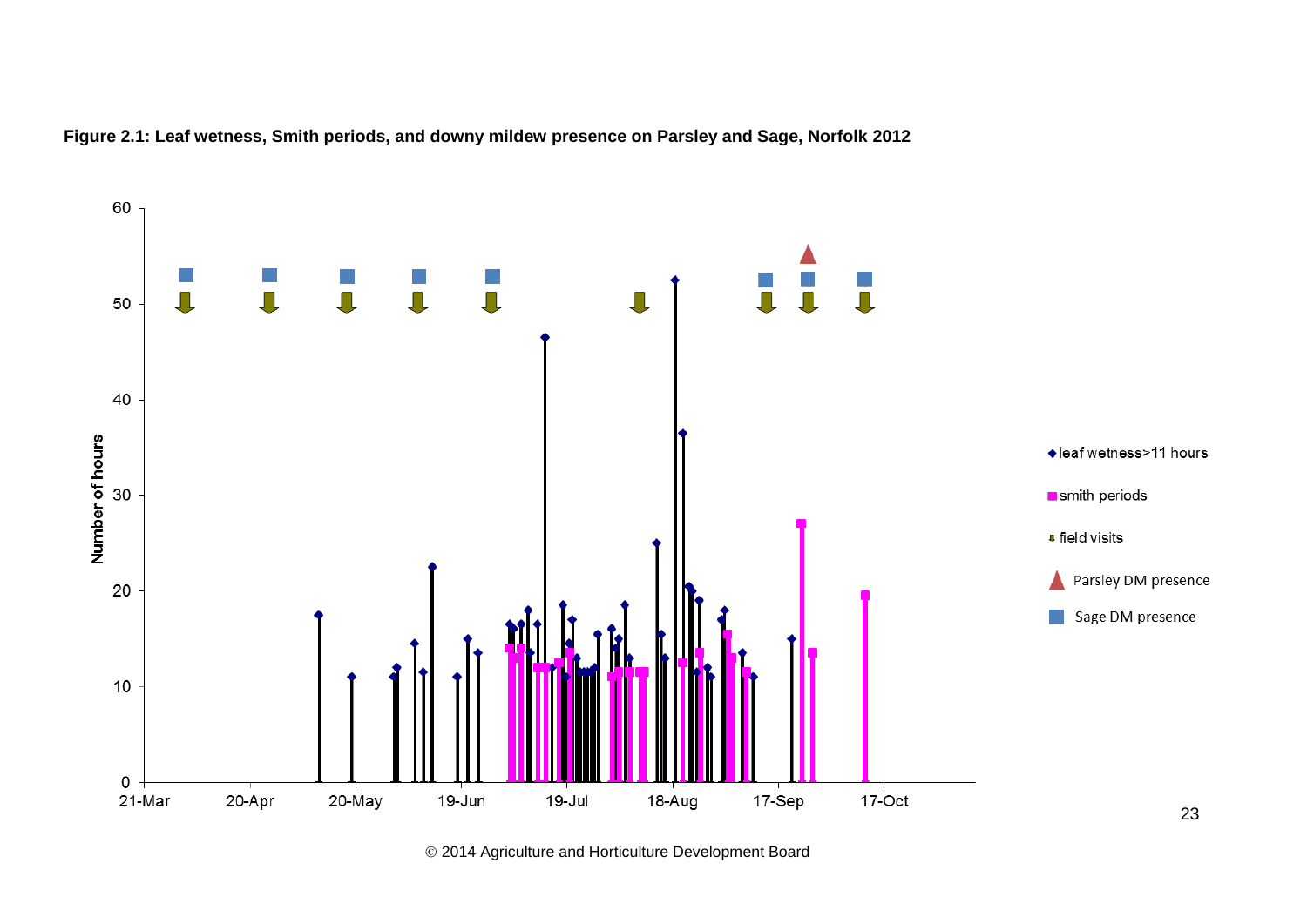**Figure 2.1: Leaf wetness, Smith periods, and downy mildew presence on Parsley and Sage, Norfolk 2012**

© 2014 Agriculture and Horticulture Development Board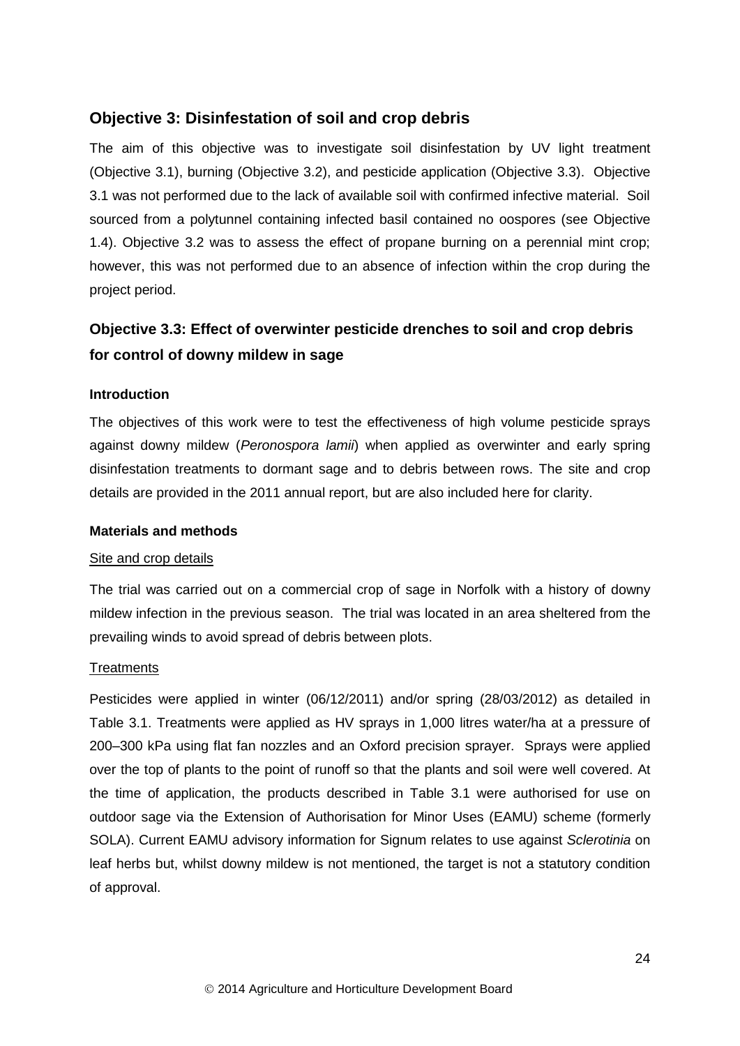## Objective 3: Disinfestation of soil and crop debris

The aim of this objective was to investigate soil disinfestation by UV light treatment (Objective 3.1), burning (Objective 3.2), and pesticide application (Objective 3.3). Objective 3.1 was not performed due to the lack of available soil with confirmed infective material. Soil sourced from a polytunnel containing infected basil contained no oospores (see Objective 1.4). Objective 3.2 was to assess the effect of propane burning on a perennial mint crop; however, this was not performed due to an absence of infection within the crop during the project period.

## Objective 3.3: Effect of overwinter pesticide drenches to soil and crop debris for control of downy mildew in sage

#### Introduction

The objectives of this work were to test the effectiveness of high volume pesticide sprays against downy mildew (*Peronospora lamii*) when applied as overwinter and early spring disinfestation treatments to dormant sage and to debris between rows. The site and crop details are provided in the 2011 annual report, but are also included here for clarity.

#### Materials and methods

Site and crop details

The trial was carried out on a commercial crop of sage in Norfolk with a history of downy mildew infection in the previous season. The trial was located in an area sheltered from the prevailing winds to avoid spread of debris between plots.

Treatments

Pesticides were applied in winter (06/12/2011) and/or spring (28/03/2012) as detailed in Table 3.1. Treatments were applied as HV sprays in 1,000 litres water/ha at a pressure of 200–300 kPa using flat fan nozzles and an Oxford precision sprayer. Sprays were applied over the top of plants to the point of runoff so that the plants and soil were well covered. At the time of application, the products described in Table 3.1 were authorised for use on outdoor sage via the Extension of Authorisation for Minor Uses (EAMU) scheme (formerly SOLA). Current EAMU advisory information for Signum relates to use against *Sclerotinia* on leaf herbs but, whilst downy mildew is not mentioned, the target is not a statutory condition of approval.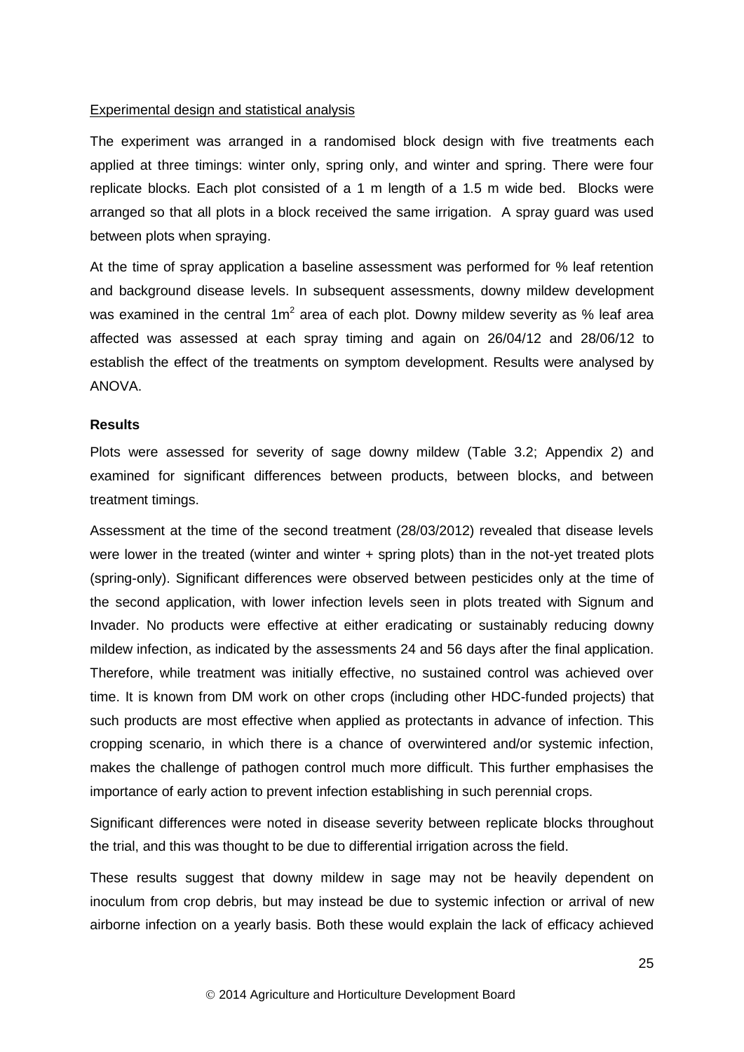Experimental design and statistical analysis

The experiment was arranged in a randomised block design with five treatments each applied at three timings: winter only, spring only, and winter and spring. There were four replicate blocks. Each plot consisted of a 1 m length of a 1.5 m wide bed. Blocks were arranged so that all plots in a block received the same irrigation. A spray guard was used between plots when spraying.

At the time of spray application a baseline assessment was performed for % leaf retention and background disease levels. In subsequent assessments, downy mildew development was examined in the central $1m^2$ area of each plot. Downy mildew severity as % leaf area affected was assessed at each spray timing and again on 26/04/12 and 28/06/12 to establish the effect of the treatments on symptom development. Results were analysed by ANOVA.

**Results**

Plots were assessed for severity of sage downy mildew (Table 3.2; Appendix 2) and examined for significant differences between products, between blocks, and between treatment timings.

Assessment at the time of the second treatment (28/03/2012) revealed that disease levels were lower in the treated (winter and winter + spring plots) than in the not-yet treated plots (spring-only). Significant differences were observed between pesticides only at the time of the second application, with lower infection levels seen in plots treated with Signum and Invader. No products were effective at either eradicating or sustainably reducing downy mildew infection, as indicated by the assessments 24 and 56 days after the final application. Therefore, while treatment was initially effective, no sustained control was achieved over time. It is known from DM work on other crops (including other HDC-funded projects) that such products are most effective when applied as protectants in advance of infection. This cropping scenario, in which there is a chance of overwintered and/or systemic infection, makes the challenge of pathogen control much more difficult. This further emphasises the importance of early action to prevent infection establishing in such perennial crops.

Significant differences were noted in disease severity between replicate blocks throughout the trial, and this was thought to be due to differential irrigation across the field.

These results suggest that downy mildew in sage may not be heavily dependent on inoculum from crop debris, but may instead be due to systemic infection or arrival of new airborne infection on a yearly basis. Both these would explain the lack of efficacy achieved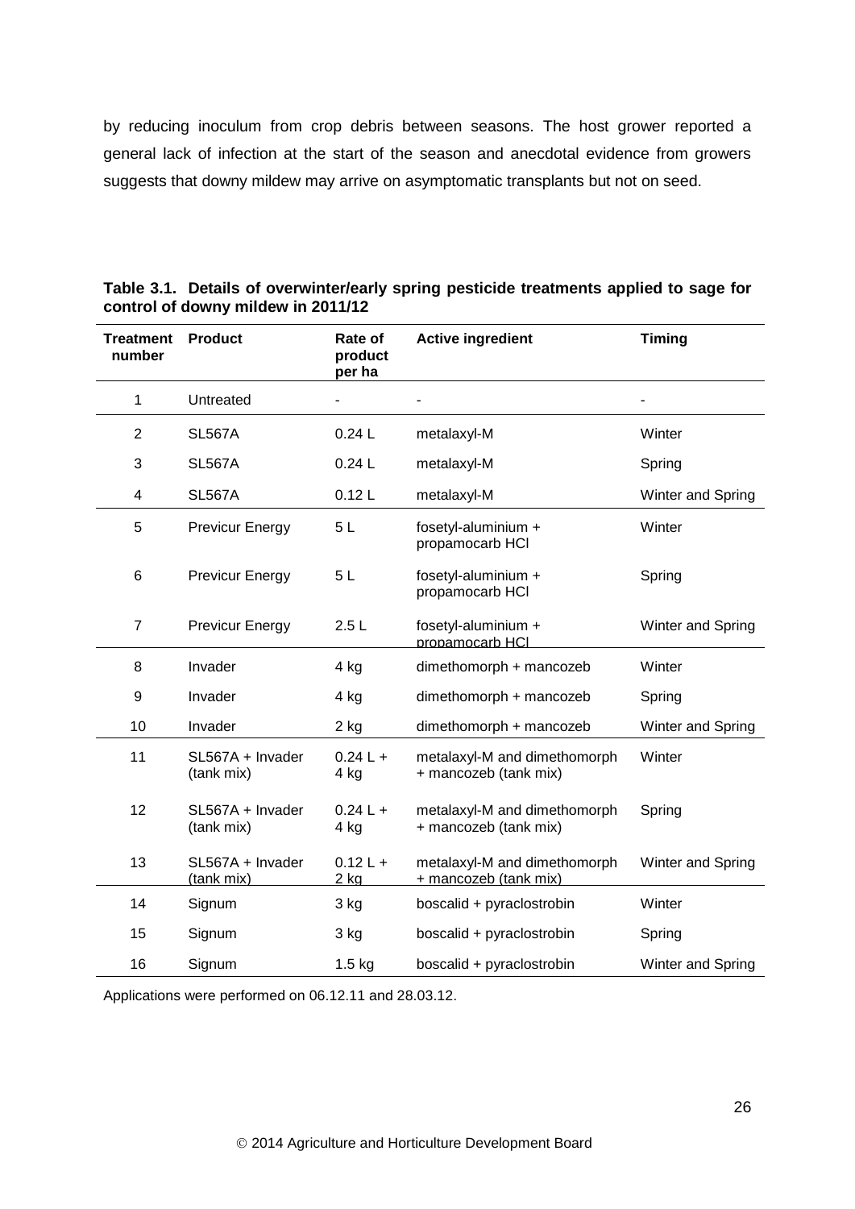by reducing inoculum from crop debris between seasons. The host grower reported a general lack of infection at the start of the season and anecdotal evidence from growers suggests that downy mildew may arrive on asymptomatic transplants but not on seed.

**Table 3.1. Details of overwinter/early spring pesticide treatments applied to sage for control of downy mildew in 2011/12**

| Treatment number | Product | Rate of product per ha | Active ingredient | Timing |
|---|---|---|---|---|
| 1 | Untreated | - | - | - |
| 2 | SL567A | 0.24 L | metalaxyl-M | Winter |
| 3 | SL567A | 0.24 L | metalaxyl-M | Spring |
| 4 | SL567A | 0.12 L | metalaxyl-M | Winter and Spring |
| 5 | Previcur Energy | 5 L | fosetyl-aluminium + propamocarb HCl | Winter |
| 6 | Previcur Energy | 5 L | fosetyl-aluminium + propamocarb HCl | Spring |
| 7 | Previcur Energy | 2.5 L | fosetyl-aluminium + propamocarb HCl | Winter and Spring |
| 8 | Invader | 4 kg | dimethomorph + mancozeb | Winter |
| 9 | Invader | 4 kg | dimethomorph + mancozeb | Spring |
| 10 | Invader | 2 kg | dimethomorph + mancozeb | Winter and Spring |
| 11 | SL567A + Invader (tank mix) | 0.24 L + 4 kg | metalaxyl-M and dimethomorph + mancozeb (tank mix) | Winter |
| 12 | SL567A + Invader (tank mix) | 0.24 L + 4 kg | metalaxyl-M and dimethomorph + mancozeb (tank mix) | Spring |
| 13 | SL567A + Invader (tank mix) | 0.12 L + 2 kg | metalaxyl-M and dimethomorph + mancozeb (tank mix) | Winter and Spring |
| 14 | Signum | 3 kg | boscalid + pyraclostrobin | Winter |
| 15 | Signum | 3 kg | boscalid + pyraclostrobin | Spring |
| 16 | Signum | 1.5 kg | boscalid + pyraclostrobin | Winter and Spring |

Applications were performed on 06.12.11 and 28.03.12.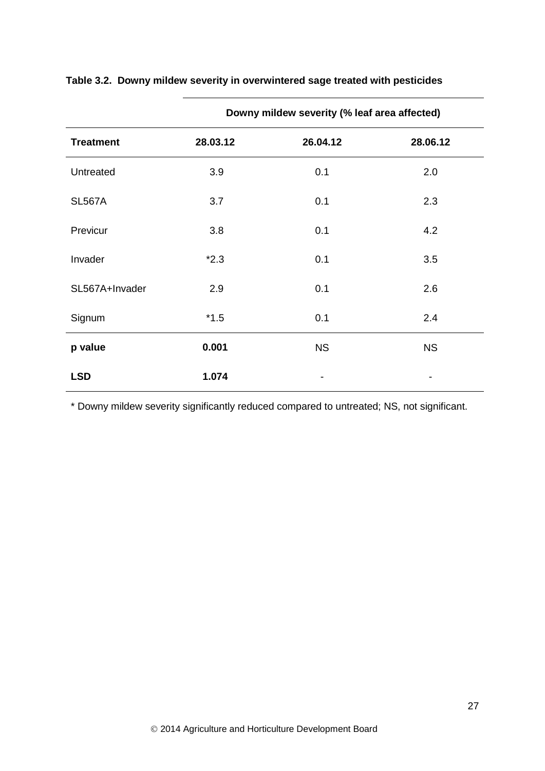**Table 3.2. Downy mildew severity in overwintered sage treated with pesticides**

| | Downy mildew severity (% leaf area affected) | | |
|---|---|---|---|
| **Treatment** | **28.03.12** | **26.04.12** | **28.06.12** |
| Untreated | 3.9 | 0.1 | 2.0 |
| SL567A | 3.7 | 0.1 | 2.3 |
| Previcur | 3.8 | 0.1 | 4.2 |
| Invader | *2.3 | 0.1 | 3.5 |
| SL567A+Invader | 2.9 | 0.1 | 2.6 |
| Signum | *1.5 | 0.1 | 2.4 |
| **p value** | **0.001** | NS | NS |
| **LSD** | **1.074** | - | - |

* Downy mildew severity significantly reduced compared to untreated; NS, not significant.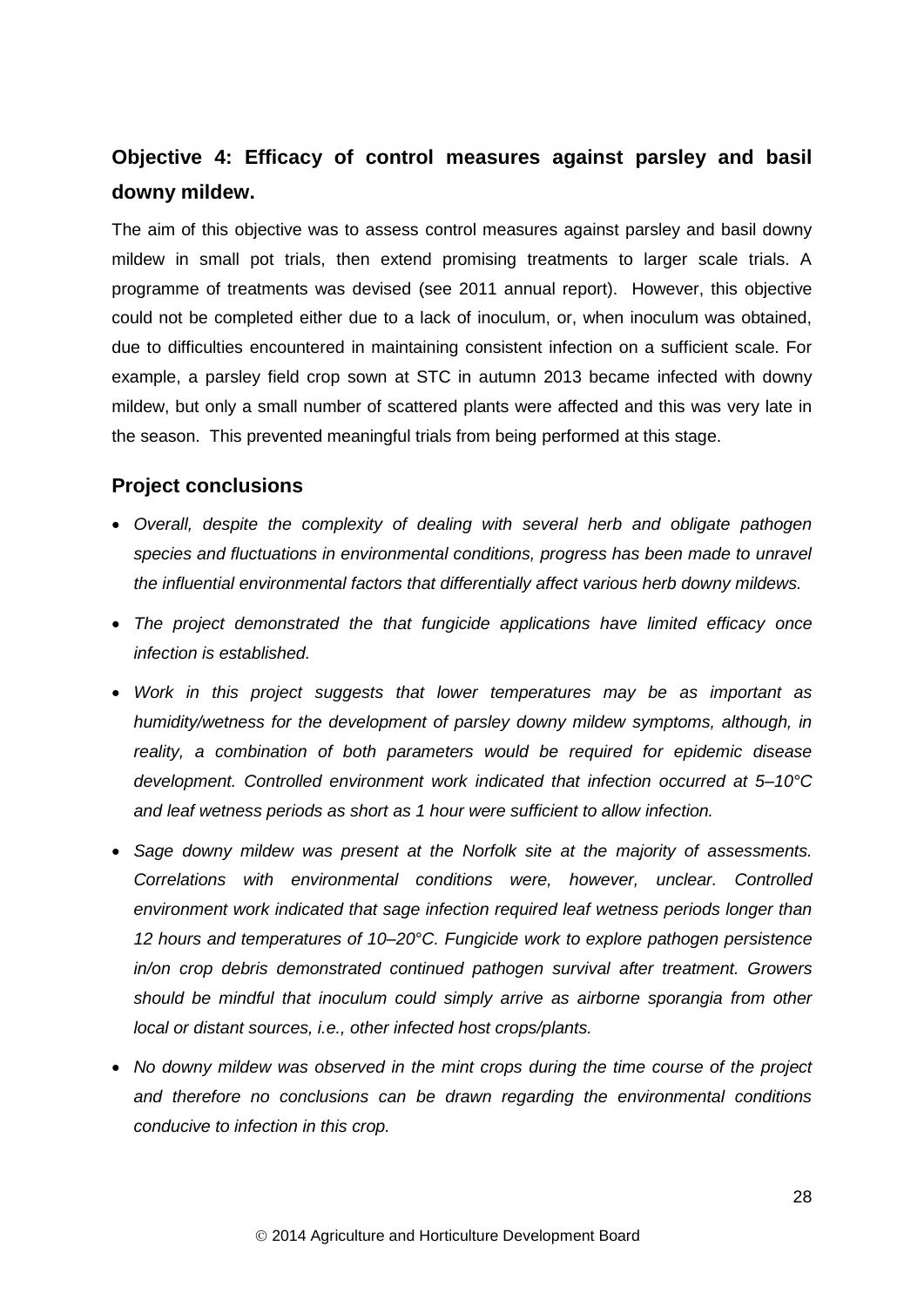## Objective 4: Efficacy of control measures against parsley and basil downy mildew.

The aim of this objective was to assess control measures against parsley and basil downy mildew in small pot trials, then extend promising treatments to larger scale trials. A programme of treatments was devised (see 2011 annual report). However, this objective could not be completed either due to a lack of inoculum, or, when inoculum was obtained, due to difficulties encountered in maintaining consistent infection on a sufficient scale. For example, a parsley field crop sown at STC in autumn 2013 became infected with downy mildew, but only a small number of scattered plants were affected and this was very late in the season. This prevented meaningful trials from being performed at this stage.

## Project conclusions

- *Overall, despite the complexity of dealing with several herb and obligate pathogen species and fluctuations in environmental conditions, progress has been made to unravel the influential environmental factors that differentially affect various herb downy mildews.*
- *The project demonstrated the that fungicide applications have limited efficacy once infection is established.*
- *Work in this project suggests that lower temperatures may be as important as humidity/wetness for the development of parsley downy mildew symptoms, although, in reality, a combination of both parameters would be required for epidemic disease development. Controlled environment work indicated that infection occurred at 5–10°C and leaf wetness periods as short as 1 hour were sufficient to allow infection.*
- *Sage downy mildew was present at the Norfolk site at the majority of assessments. Correlations with environmental conditions were, however, unclear. Controlled environment work indicated that sage infection required leaf wetness periods longer than 12 hours and temperatures of 10–20°C. Fungicide work to explore pathogen persistence in/on crop debris demonstrated continued pathogen survival after treatment. Growers should be mindful that inoculum could simply arrive as airborne sporangia from other local or distant sources, i.e., other infected host crops/plants.*
- *No downy mildew was observed in the mint crops during the time course of the project and therefore no conclusions can be drawn regarding the environmental conditions conducive to infection in this crop.*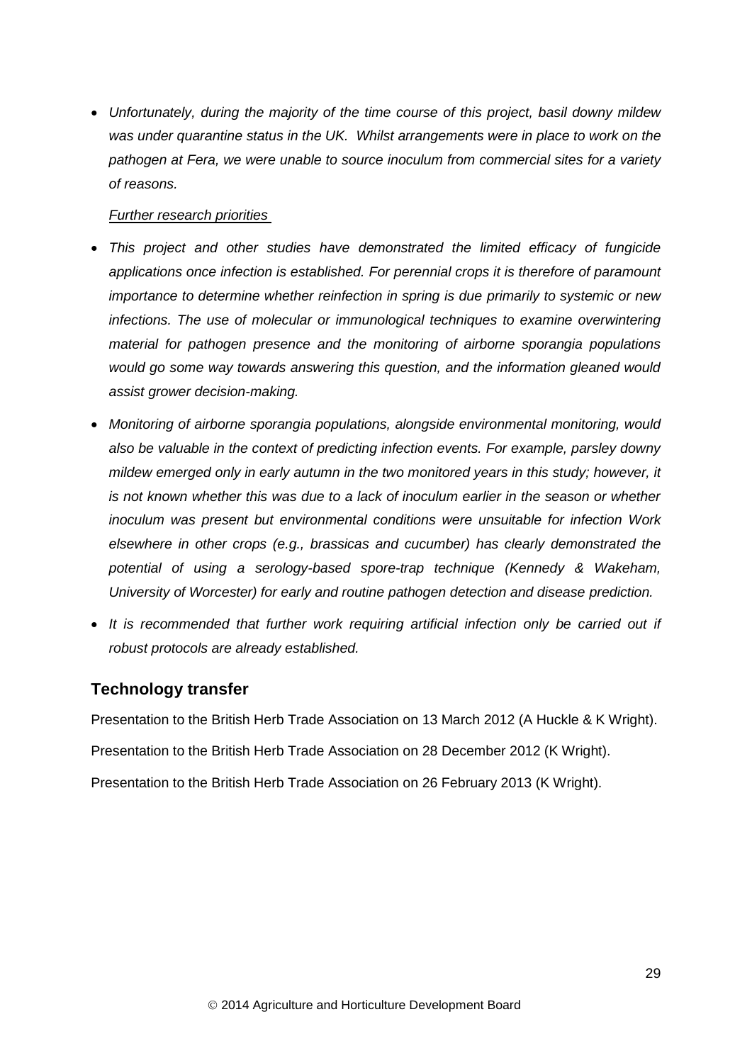- *Unfortunately, during the majority of the time course of this project, basil downy mildew was under quarantine status in the UK. Whilst arrangements were in place to work on the pathogen at Fera, we were unable to source inoculum from commercial sites for a variety of reasons.*

*Further research priorities*

- *This project and other studies have demonstrated the limited efficacy of fungicide applications once infection is established. For perennial crops it is therefore of paramount importance to determine whether reinfection in spring is due primarily to systemic or new infections. The use of molecular or immunological techniques to examine overwintering material for pathogen presence and the monitoring of airborne sporangia populations would go some way towards answering this question, and the information gleaned would assist grower decision-making.*
- *Monitoring of airborne sporangia populations, alongside environmental monitoring, would also be valuable in the context of predicting infection events. For example, parsley downy mildew emerged only in early autumn in the two monitored years in this study; however, it is not known whether this was due to a lack of inoculum earlier in the season or whether inoculum was present but environmental conditions were unsuitable for infection Work elsewhere in other crops (e.g., brassicas and cucumber) has clearly demonstrated the potential of using a serology-based spore-trap technique (Kennedy & Wakeham, University of Worcester) for early and routine pathogen detection and disease prediction.*
- *It is recommended that further work requiring artificial infection only be carried out if robust protocols are already established.*

## Technology transfer

Presentation to the British Herb Trade Association on 13 March 2012 (A Huckle & K Wright).

Presentation to the British Herb Trade Association on 28 December 2012 (K Wright).

Presentation to the British Herb Trade Association on 26 February 2013 (K Wright).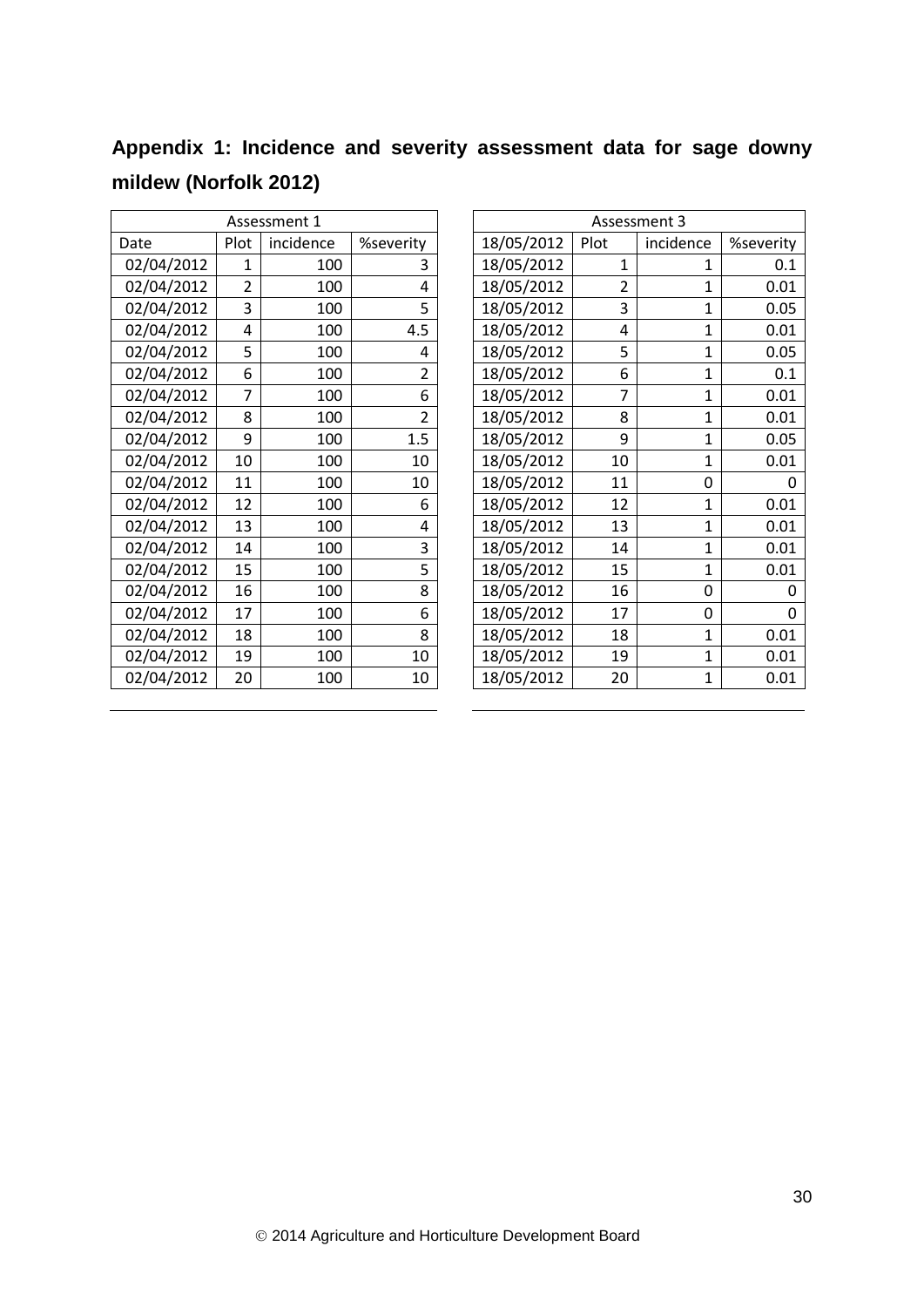## Appendix 1: Incidence and severity assessment data for sage downy mildew (Norfolk 2012)

| Assessment 1 | | | |
|---|---|---|---|
| Date | Plot | incidence | %severity |
| 02/04/2012 | 1 | 100 | 3 |
| 02/04/2012 | 2 | 100 | 4 |
| 02/04/2012 | 3 | 100 | 5 |
| 02/04/2012 | 4 | 100 | 4.5 |
| 02/04/2012 | 5 | 100 | 4 |
| 02/04/2012 | 6 | 100 | 2 |
| 02/04/2012 | 7 | 100 | 6 |
| 02/04/2012 | 8 | 100 | 2 |
| 02/04/2012 | 9 | 100 | 1.5 |
| 02/04/2012 | 10 | 100 | 10 |
| 02/04/2012 | 11 | 100 | 10 |
| 02/04/2012 | 12 | 100 | 6 |
| 02/04/2012 | 13 | 100 | 4 |
| 02/04/2012 | 14 | 100 | 3 |
| 02/04/2012 | 15 | 100 | 5 |
| 02/04/2012 | 16 | 100 | 8 |
| 02/04/2012 | 17 | 100 | 6 |
| 02/04/2012 | 18 | 100 | 8 |
| 02/04/2012 | 19 | 100 | 10 |
| 02/04/2012 | 20 | 100 | 10 |

| Assessment 3 | | | |
|---|---|---|---|
| 18/05/2012 | Plot | incidence | %severity |
| 18/05/2012 | 1 | 1 | 0.1 |
| 18/05/2012 | 2 | 1 | 0.01 |
| 18/05/2012 | 3 | 1 | 0.05 |
| 18/05/2012 | 4 | 1 | 0.01 |
| 18/05/2012 | 5 | 1 | 0.05 |
| 18/05/2012 | 6 | 1 | 0.1 |
| 18/05/2012 | 7 | 1 | 0.01 |
| 18/05/2012 | 8 | 1 | 0.01 |
| 18/05/2012 | 9 | 1 | 0.05 |
| 18/05/2012 | 10 | 1 | 0.01 |
| 18/05/2012 | 11 | 0 | 0 |
| 18/05/2012 | 12 | 1 | 0.01 |
| 18/05/2012 | 13 | 1 | 0.01 |
| 18/05/2012 | 14 | 1 | 0.01 |
| 18/05/2012 | 15 | 1 | 0.01 |
| 18/05/2012 | 16 | 0 | 0 |
| 18/05/2012 | 17 | 0 | 0 |
| 18/05/2012 | 18 | 1 | 0.01 |
| 18/05/2012 | 19 | 1 | 0.01 |
| 18/05/2012 | 20 | 1 | 0.01 |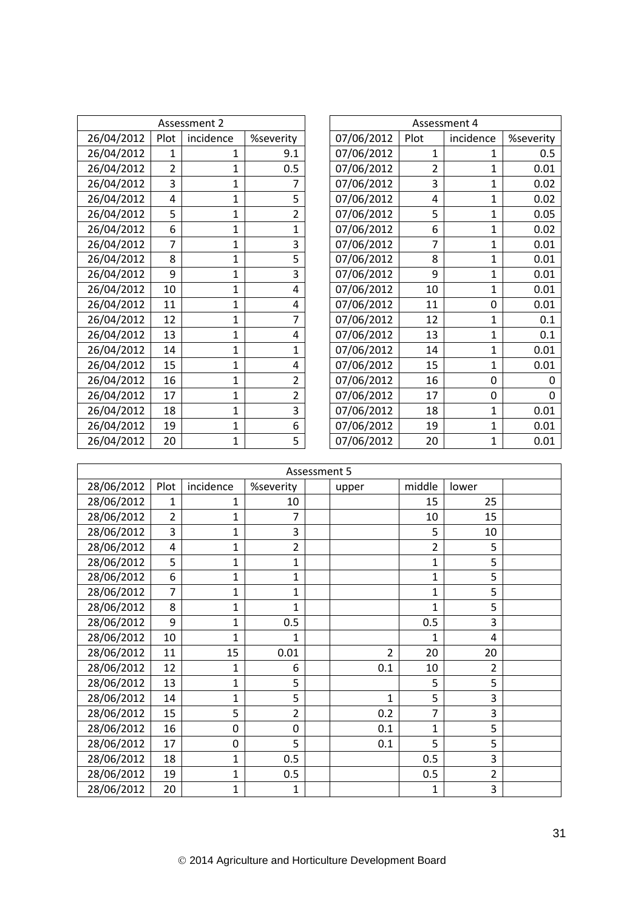| Assessment 2 | | | |
|---|---|---|---|
| 26/04/2012 | Plot | incidence | %severity |
| 26/04/2012 | 1 | 1 | 9.1 |
| 26/04/2012 | 2 | 1 | 0.5 |
| 26/04/2012 | 3 | 1 | 7 |
| 26/04/2012 | 4 | 1 | 5 |
| 26/04/2012 | 5 | 1 | 2 |
| 26/04/2012 | 6 | 1 | 1 |
| 26/04/2012 | 7 | 1 | 3 |
| 26/04/2012 | 8 | 1 | 5 |
| 26/04/2012 | 9 | 1 | 3 |
| 26/04/2012 | 10 | 1 | 4 |
| 26/04/2012 | 11 | 1 | 4 |
| 26/04/2012 | 12 | 1 | 7 |
| 26/04/2012 | 13 | 1 | 4 |
| 26/04/2012 | 14 | 1 | 1 |
| 26/04/2012 | 15 | 1 | 4 |
| 26/04/2012 | 16 | 1 | 2 |
| 26/04/2012 | 17 | 1 | 2 |
| 26/04/2012 | 18 | 1 | 3 |
| 26/04/2012 | 19 | 1 | 6 |
| 26/04/2012 | 20 | 1 | 5 |

| Assessment 4 | | | |
|---|---|---|---|
| 07/06/2012 | Plot | incidence | %severity |
| 07/06/2012 | 1 | 1 | 0.5 |
| 07/06/2012 | 2 | 1 | 0.01 |
| 07/06/2012 | 3 | 1 | 0.02 |
| 07/06/2012 | 4 | 1 | 0.02 |
| 07/06/2012 | 5 | 1 | 0.05 |
| 07/06/2012 | 6 | 1 | 0.02 |
| 07/06/2012 | 7 | 1 | 0.01 |
| 07/06/2012 | 8 | 1 | 0.01 |
| 07/06/2012 | 9 | 1 | 0.01 |
| 07/06/2012 | 10 | 1 | 0.01 |
| 07/06/2012 | 11 | 0 | 0.01 |
| 07/06/2012 | 12 | 1 | 0.1 |
| 07/06/2012 | 13 | 1 | 0.1 |
| 07/06/2012 | 14 | 1 | 0.01 |
| 07/06/2012 | 15 | 1 | 0.01 |
| 07/06/2012 | 16 | 0 | 0 |
| 07/06/2012 | 17 | 0 | 0 |
| 07/06/2012 | 18 | 1 | 0.01 |
| 07/06/2012 | 19 | 1 | 0.01 |
| 07/06/2012 | 20 | 1 | 0.01 |

| Assessment 5 | | | | | | | | |
|---|---|---|---|---|---|---|---|---|
| 28/06/2012 | Plot | incidence | %severity | | upper | middle | lower | |
| 28/06/2012 | 1 | 1 | 10 | | | 15 | 25 | |
| 28/06/2012 | 2 | 1 | 7 | | | 10 | 15 | |
| 28/06/2012 | 3 | 1 | 3 | | | 5 | 10 | |
| 28/06/2012 | 4 | 1 | 2 | | | 2 | 5 | |
| 28/06/2012 | 5 | 1 | 1 | | | 1 | 5 | |
| 28/06/2012 | 6 | 1 | 1 | | | 1 | 5 | |
| 28/06/2012 | 7 | 1 | 1 | | | 1 | 5 | |
| 28/06/2012 | 8 | 1 | 1 | | | 1 | 5 | |
| 28/06/2012 | 9 | 1 | 0.5 | | | 0.5 | 3 | |
| 28/06/2012 | 10 | 1 | 1 | | | 1 | 4 | |
| 28/06/2012 | 11 | 15 | 0.01 | | 2 | 20 | 20 | |
| 28/06/2012 | 12 | 1 | 6 | | 0.1 | 10 | 2 | |
| 28/06/2012 | 13 | 1 | 5 | | | 5 | 5 | |
| 28/06/2012 | 14 | 1 | 5 | | 1 | 5 | 3 | |
| 28/06/2012 | 15 | 5 | 2 | | 0.2 | 7 | 3 | |
| 28/06/2012 | 16 | 0 | 0 | | 0.1 | 1 | 5 | |
| 28/06/2012 | 17 | 0 | 5 | | 0.1 | 5 | 5 | |
| 28/06/2012 | 18 | 1 | 0.5 | | | 0.5 | 3 | |
| 28/06/2012 | 19 | 1 | 0.5 | | | 0.5 | 2 | |
| 28/06/2012 | 20 | 1 | 1 | | | 1 | 3 | |

© 2014 Agriculture and Horticulture Development Board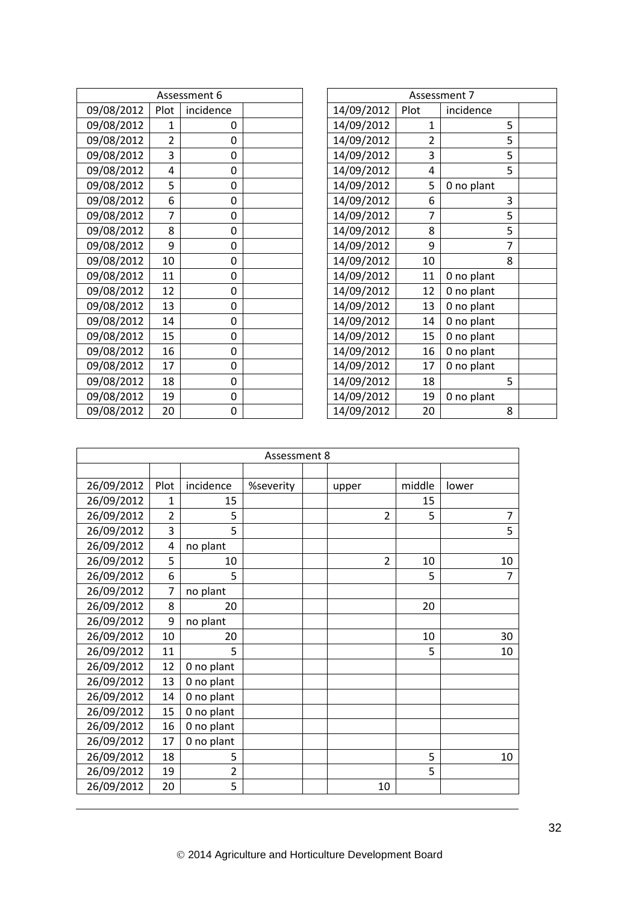| Assessment 6 | | | |
|---|---|---|---|
| 09/08/2012 | Plot | incidence | |
| 09/08/2012 | 1 | 0 | |
| 09/08/2012 | 2 | 0 | |
| 09/08/2012 | 3 | 0 | |
| 09/08/2012 | 4 | 0 | |
| 09/08/2012 | 5 | 0 | |
| 09/08/2012 | 6 | 0 | |
| 09/08/2012 | 7 | 0 | |
| 09/08/2012 | 8 | 0 | |
| 09/08/2012 | 9 | 0 | |
| 09/08/2012 | 10 | 0 | |
| 09/08/2012 | 11 | 0 | |
| 09/08/2012 | 12 | 0 | |
| 09/08/2012 | 13 | 0 | |
| 09/08/2012 | 14 | 0 | |
| 09/08/2012 | 15 | 0 | |
| 09/08/2012 | 16 | 0 | |
| 09/08/2012 | 17 | 0 | |
| 09/08/2012 | 18 | 0 | |
| 09/08/2012 | 19 | 0 | |
| 09/08/2012 | 20 | 0 | |

| Assessment 7 | | | |
|---|---|---|---|
| 14/09/2012 | Plot | incidence | |
| 14/09/2012 | 1 | 5 | |
| 14/09/2012 | 2 | 5 | |
| 14/09/2012 | 3 | 5 | |
| 14/09/2012 | 4 | 5 | |
| 14/09/2012 | 5 | 0 no plant | |
| 14/09/2012 | 6 | 3 | |
| 14/09/2012 | 7 | 5 | |
| 14/09/2012 | 8 | 5 | |
| 14/09/2012 | 9 | 7 | |
| 14/09/2012 | 10 | 8 | |
| 14/09/2012 | 11 | 0 no plant | |
| 14/09/2012 | 12 | 0 no plant | |
| 14/09/2012 | 13 | 0 no plant | |
| 14/09/2012 | 14 | 0 no plant | |
| 14/09/2012 | 15 | 0 no plant | |
| 14/09/2012 | 16 | 0 no plant | |
| 14/09/2012 | 17 | 0 no plant | |
| 14/09/2012 | 18 | 5 | |
| 14/09/2012 | 19 | 0 no plant | |
| 14/09/2012 | 20 | 8 | |

| Assessment 8 | | | | | | | |
|---|---|---|---|---|---|---|---|
| | | | | | | | |
| 26/09/2012 | Plot | incidence | %severity | | upper | middle | lower |
| 26/09/2012 | 1 | 15 | | | | 15 | |
| 26/09/2012 | 2 | 5 | | | 2 | 5 | 7 |
| 26/09/2012 | 3 | 5 | | | | | 5 |
| 26/09/2012 | 4 | no plant | | | | | |
| 26/09/2012 | 5 | 10 | | | 2 | 10 | 10 |
| 26/09/2012 | 6 | 5 | | | | 5 | 7 |
| 26/09/2012 | 7 | no plant | | | | | |
| 26/09/2012 | 8 | 20 | | | | 20 | |
| 26/09/2012 | 9 | no plant | | | | | |
| 26/09/2012 | 10 | 20 | | | | 10 | 30 |
| 26/09/2012 | 11 | 5 | | | | 5 | 10 |
| 26/09/2012 | 12 | 0 no plant | | | | | |
| 26/09/2012 | 13 | 0 no plant | | | | | |
| 26/09/2012 | 14 | 0 no plant | | | | | |
| 26/09/2012 | 15 | 0 no plant | | | | | |
| 26/09/2012 | 16 | 0 no plant | | | | | |
| 26/09/2012 | 17 | 0 no plant | | | | | |
| 26/09/2012 | 18 | 5 | | | | 5 | 10 |
| 26/09/2012 | 19 | 2 | | | | 5 | |
| 26/09/2012 | 20 | 5 | | | 10 | | |

© 2014 Agriculture and Horticulture Development Board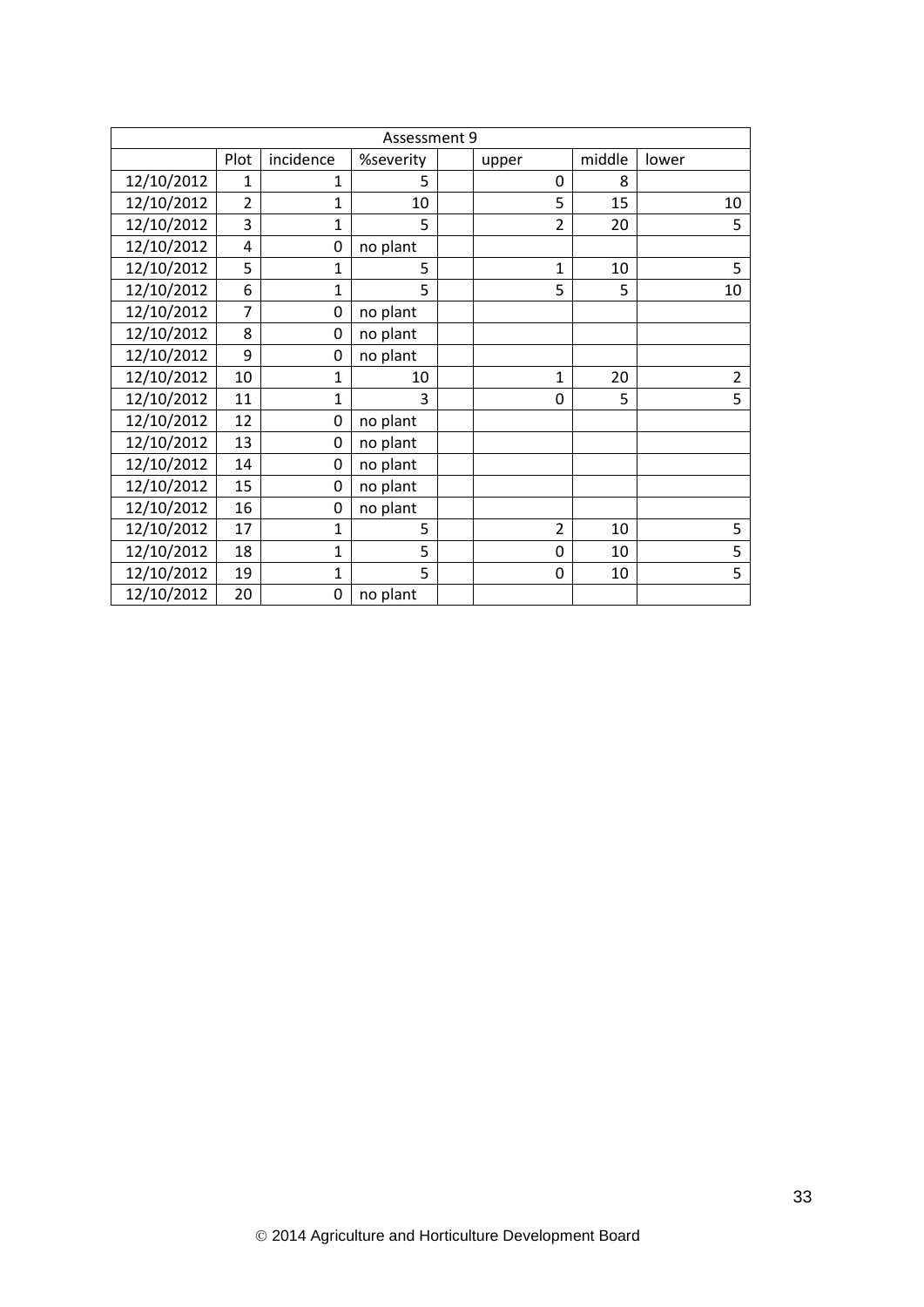| Assessment 9 | | | | | | | |
|---|---|---|---|---|---|---|---|
| | Plot | incidence | %severity | | upper | middle | lower |
| 12/10/2012 | 1 | 1 | 5 | | 0 | 8 | |
| 12/10/2012 | 2 | 1 | 10 | | 5 | 15 | 10 |
| 12/10/2012 | 3 | 1 | 5 | | 2 | 20 | 5 |
| 12/10/2012 | 4 | 0 | no plant | | | | |
| 12/10/2012 | 5 | 1 | 5 | | 1 | 10 | 5 |
| 12/10/2012 | 6 | 1 | 5 | | 5 | 5 | 10 |
| 12/10/2012 | 7 | 0 | no plant | | | | |
| 12/10/2012 | 8 | 0 | no plant | | | | |
| 12/10/2012 | 9 | 0 | no plant | | | | |
| 12/10/2012 | 10 | 1 | 10 | | 1 | 20 | 2 |
| 12/10/2012 | 11 | 1 | 3 | | 0 | 5 | 5 |
| 12/10/2012 | 12 | 0 | no plant | | | | |
| 12/10/2012 | 13 | 0 | no plant | | | | |
| 12/10/2012 | 14 | 0 | no plant | | | | |
| 12/10/2012 | 15 | 0 | no plant | | | | |
| 12/10/2012 | 16 | 0 | no plant | | | | |
| 12/10/2012 | 17 | 1 | 5 | | 2 | 10 | 5 |
| 12/10/2012 | 18 | 1 | 5 | | 0 | 10 | 5 |
| 12/10/2012 | 19 | 1 | 5 | | 0 | 10 | 5 |
| 12/10/2012 | 20 | 0 | no plant | | | | |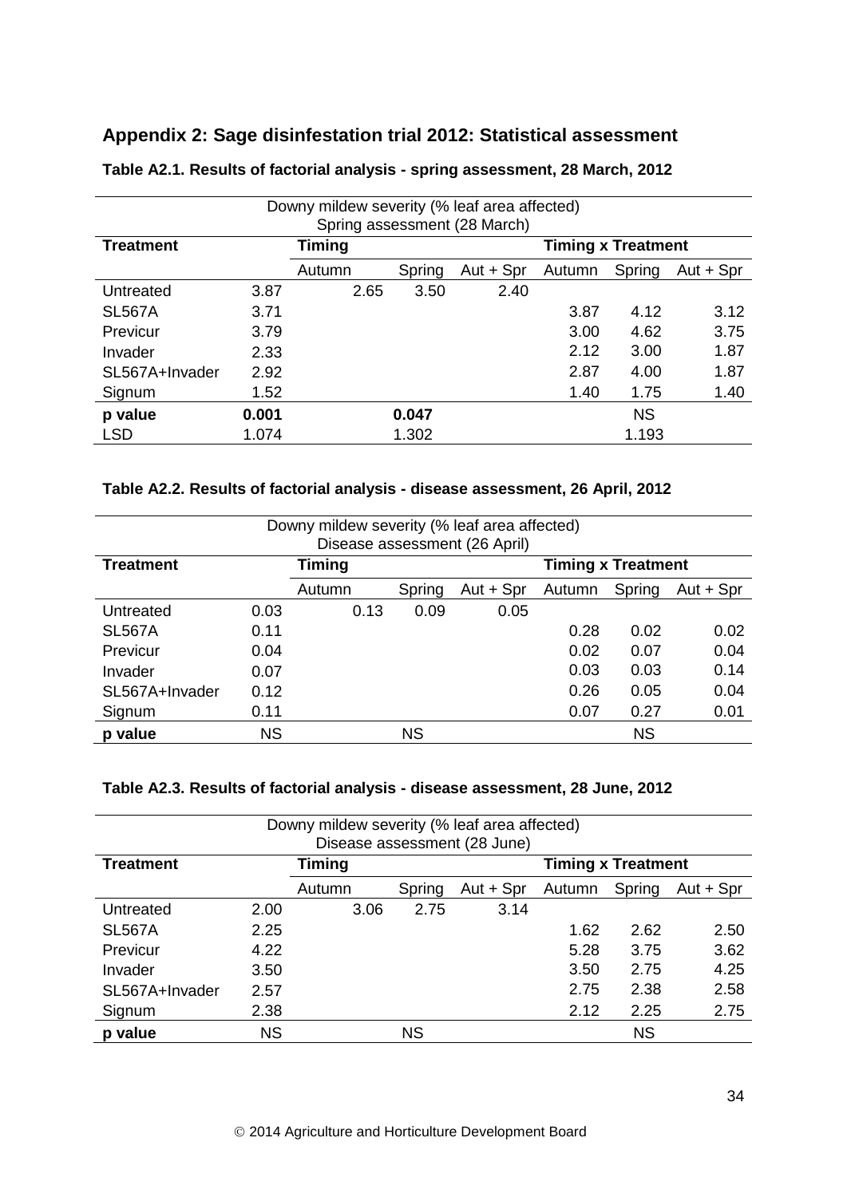## Appendix 2: Sage disinfestation trial 2012: Statistical assessment

**Table A2.1. Results of factorial analysis - spring assessment, 28 March, 2012**

| Downy mildew severity (% leaf area affected) Spring assessment (28 March) | | | | | | | |
|---|---|---|---|---|---|---|---|
| **Treatment** | | **Timing** | | | **Timing x Treatment** | | |
| | | Autumn | Spring | Aut + Spr | Autumn | Spring | Aut + Spr |
| Untreated | 3.87 | 2.65 | 3.50 | 2.40 | | | |
| SL567A | 3.71 | | | | 3.87 | 4.12 | 3.12 |
| Previcur | 3.79 | | | | 3.00 | 4.62 | 3.75 |
| Invader | 2.33 | | | | 2.12 | 3.00 | 1.87 |
| SL567A+Invader | 2.92 | | | | 2.87 | 4.00 | 1.87 |
| Signum | 1.52 | | | | 1.40 | 1.75 | 1.40 |
| **p value** | **0.001** | | **0.047** | | | NS | |
| LSD | 1.074 | | 1.302 | | | 1.193 | |

**Table A2.2. Results of factorial analysis - disease assessment, 26 April, 2012**

| Downy mildew severity (% leaf area affected) Disease assessment (26 April) | | | | | | | |
|---|---|---|---|---|---|---|---|
| **Treatment** | | **Timing** | | | **Timing x Treatment** | | |
| | | Autumn | Spring | Aut + Spr | Autumn | Spring | Aut + Spr |
| Untreated | 0.03 | 0.13 | 0.09 | 0.05 | | | |
| SL567A | 0.11 | | | | 0.28 | 0.02 | 0.02 |
| Previcur | 0.04 | | | | 0.02 | 0.07 | 0.04 |
| Invader | 0.07 | | | | 0.03 | 0.03 | 0.14 |
| SL567A+Invader | 0.12 | | | | 0.26 | 0.05 | 0.04 |
| Signum | 0.11 | | | | 0.07 | 0.27 | 0.01 |
| **p value** | NS | | NS | | | NS | |

**Table A2.3. Results of factorial analysis - disease assessment, 28 June, 2012**

| Downy mildew severity (% leaf area affected) Disease assessment (28 June) | | | | | | | |
|---|---|---|---|---|---|---|---|
| **Treatment** | | **Timing** | | | **Timing x Treatment** | | |
| | | Autumn | Spring | Aut + Spr | Autumn | Spring | Aut + Spr |
| Untreated | 2.00 | 3.06 | 2.75 | 3.14 | | | |
| SL567A | 2.25 | | | | 1.62 | 2.62 | 2.50 |
| Previcur | 4.22 | | | | 5.28 | 3.75 | 3.62 |
| Invader | 3.50 | | | | 3.50 | 2.75 | 4.25 |
| SL567A+Invader | 2.57 | | | | 2.75 | 2.38 | 2.58 |
| Signum | 2.38 | | | | 2.12 | 2.25 | 2.75 |
| **p value** | NS | | NS | | | NS | |